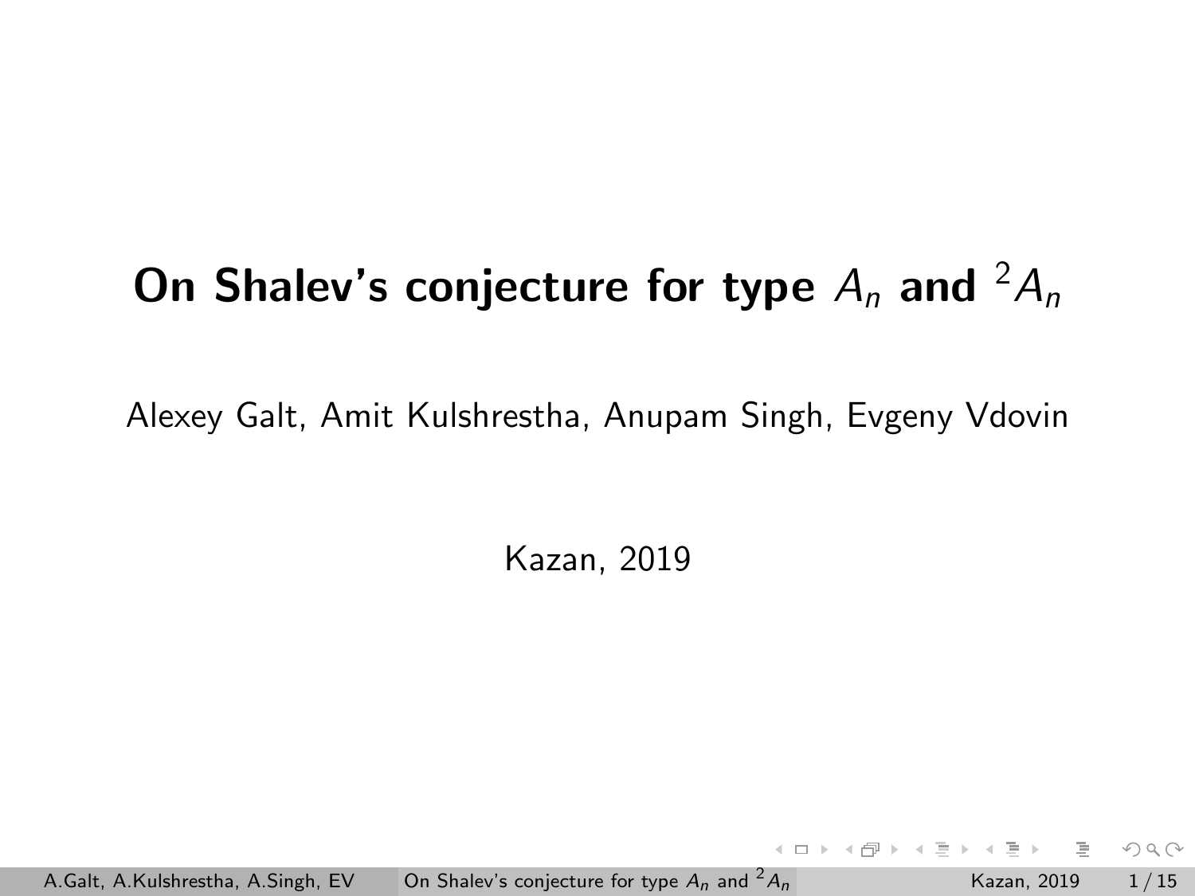# On Shalev's conjecture for type $A_n$ and ${}^2A_n$

Alexey Galt, Amit Kulshrestha, Anupam Singh, Evgeny Vdovin

Kazan, 2019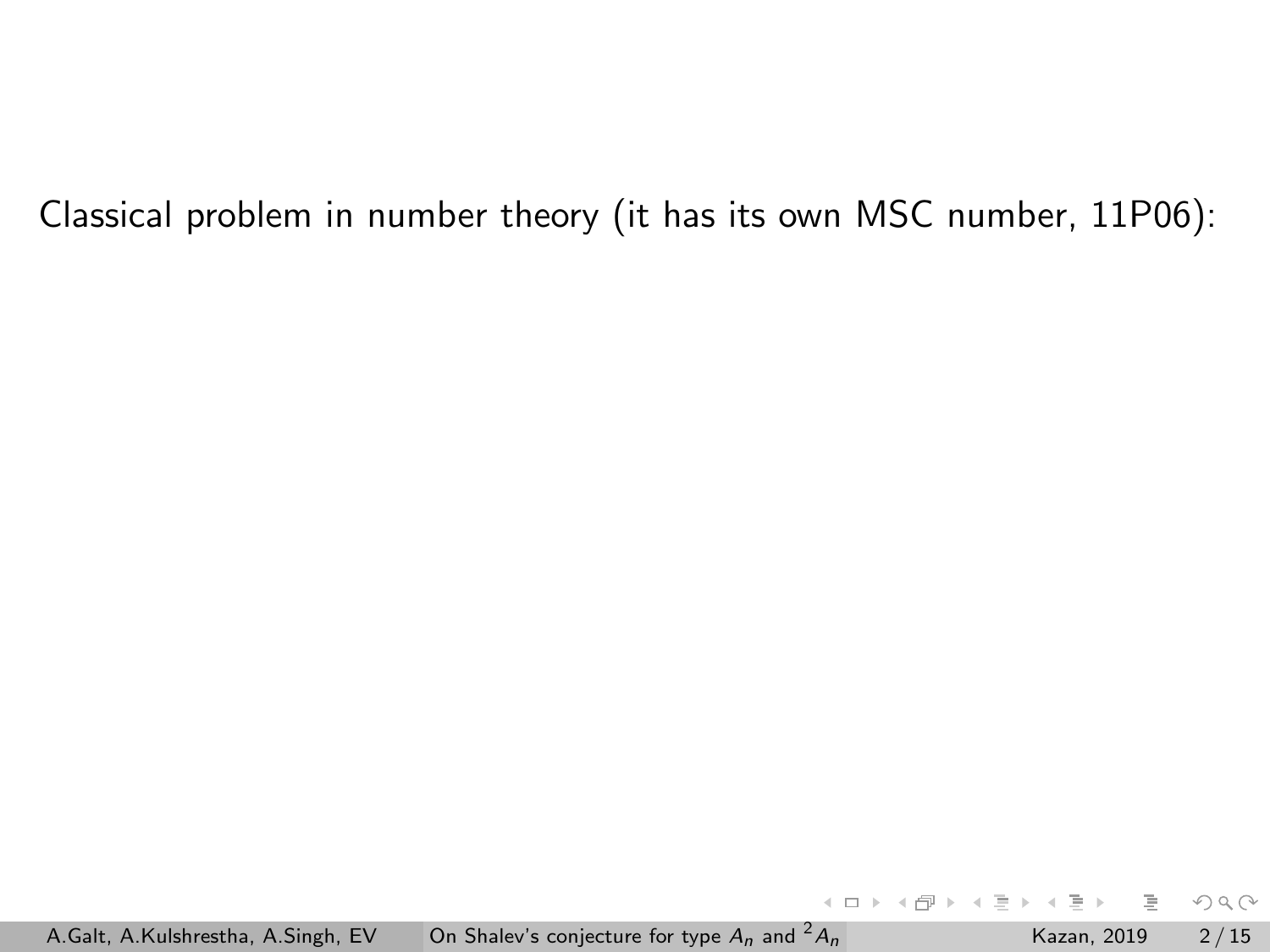Classical problem in number theory (it has its own MSC number, 11P06):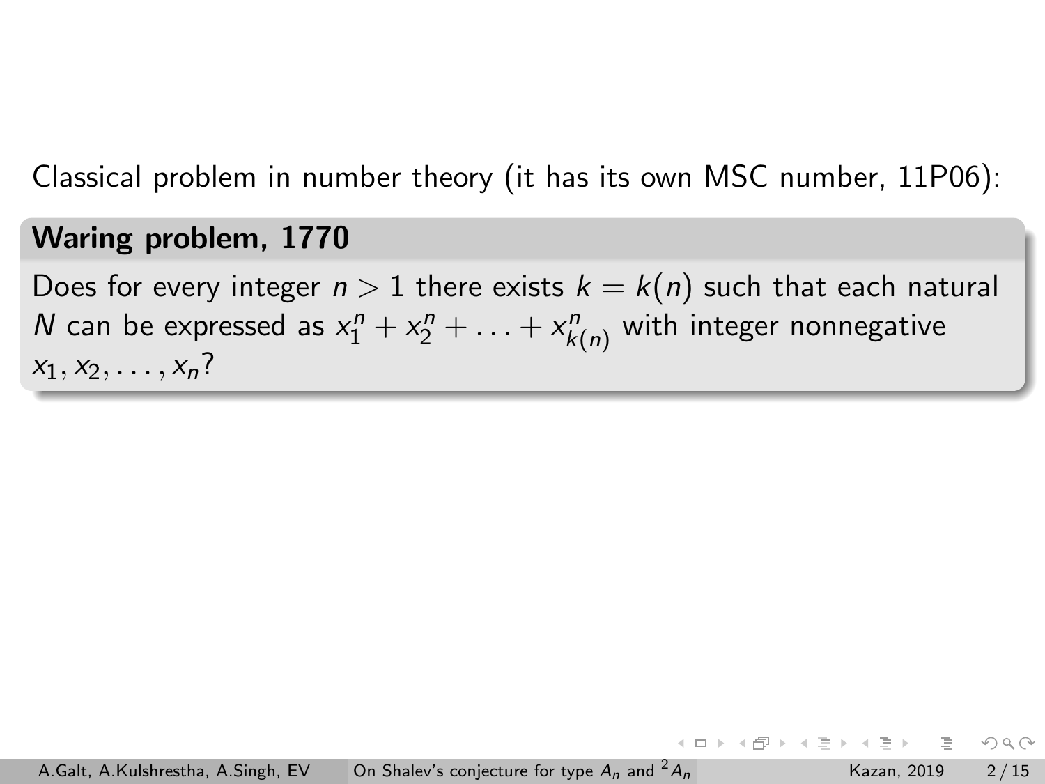Classical problem in number theory (it has its own MSC number, 11P06):

**Waring problem, 1770**

Does for every integer $n > 1$ there exists $k = k(n)$ such that each natural $N$ can be expressed as $x_1^n + x_2^n + \ldots + x_{k(n)}^n$ with integer nonnegative $x_1, x_2, \ldots, x_n$?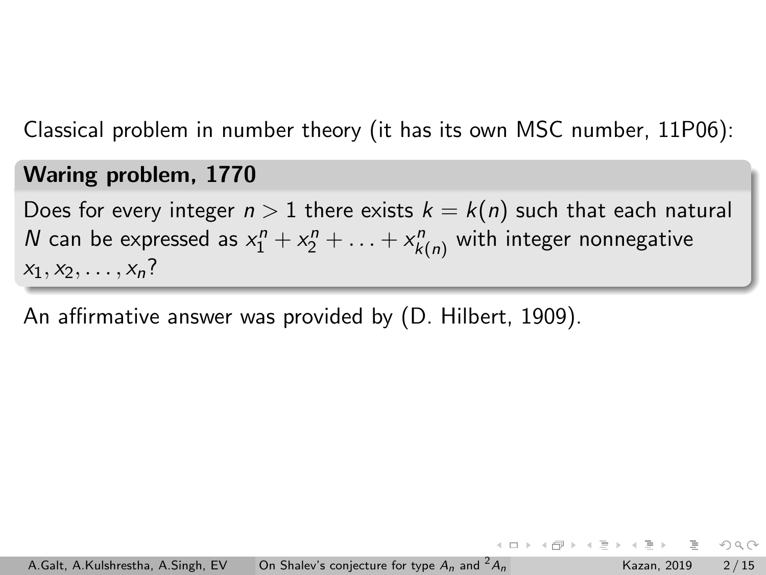Classical problem in number theory (it has its own MSC number, 11P06):

**Waring problem, 1770**

Does for every integer $n > 1$ there exists $k = k(n)$ such that each natural $N$ can be expressed as $x_1^n + x_2^n + \ldots + x_{k(n)}^n$ with integer nonnegative $x_1, x_2, \ldots, x_n$?

An affirmative answer was provided by (D. Hilbert, 1909).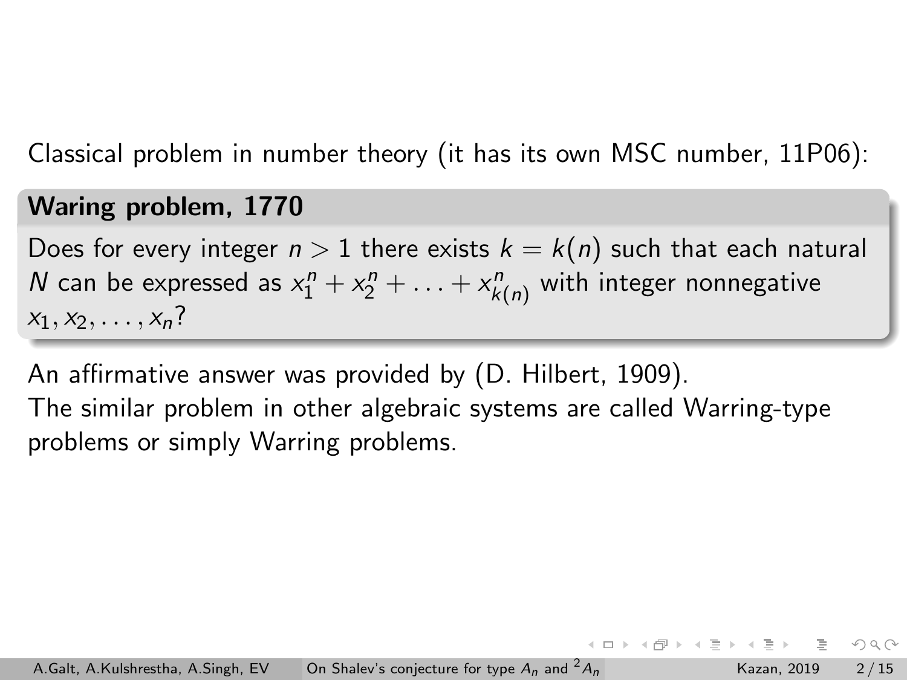Classical problem in number theory (it has its own MSC number, 11P06):

**Waring problem, 1770**

Does for every integer $n > 1$ there exists $k = k(n)$ such that each natural $N$ can be expressed as $x_1^n + x_2^n + \ldots + x_{k(n)}^n$ with integer nonnegative $x_1, x_2, \ldots, x_n$?

An affirmative answer was provided by (D. Hilbert, 1909).
The similar problem in other algebraic systems are called Warring-type problems or simply Warring problems.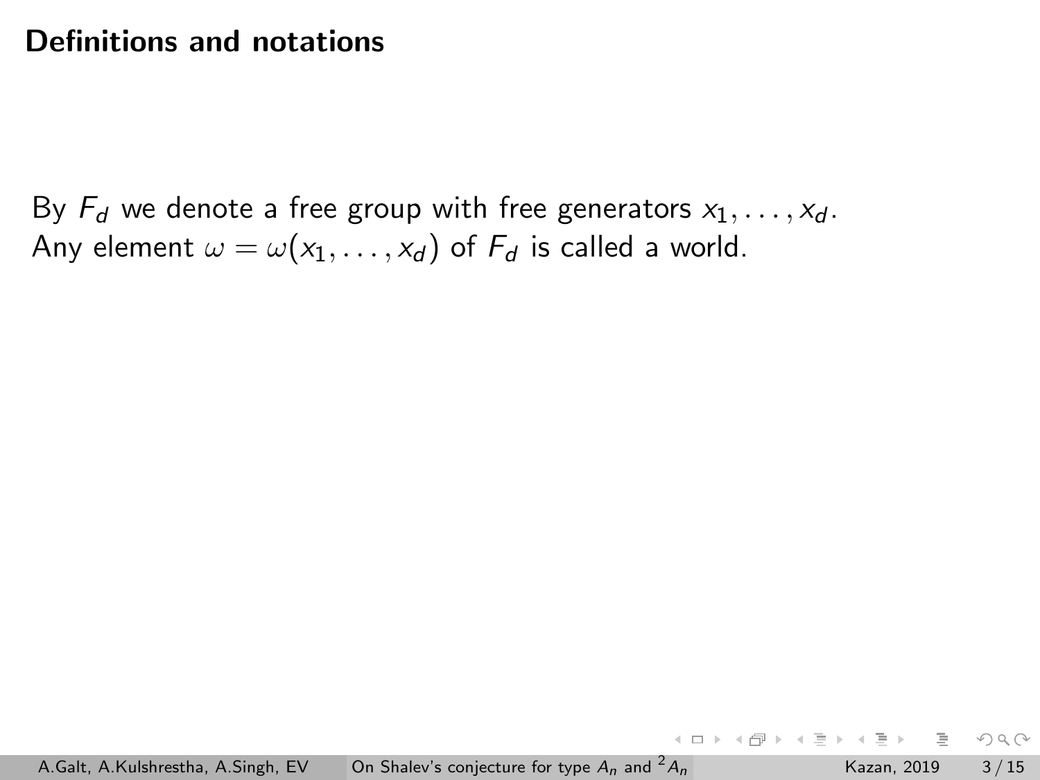# Definitions and notations

By $F_d$ we denote a free group with free generators $x_1, \ldots, x_d$.
Any element $\omega = \omega(x_1, \ldots, x_d)$ of $F_d$ is called a world.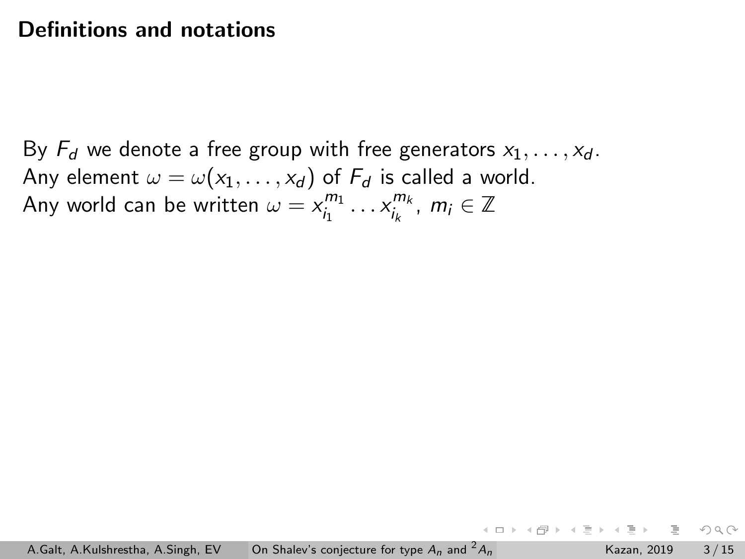## Definitions and notations

By $F_d$ we denote a free group with free generators $x_1, \ldots, x_d$.
Any element $\omega = \omega(x_1, \ldots, x_d)$ of $F_d$ is called a world.
Any world can be written $\omega = x_{i_1}^{m_1} \ldots x_{i_k}^{m_k}$, $m_i \in \mathbb{Z}$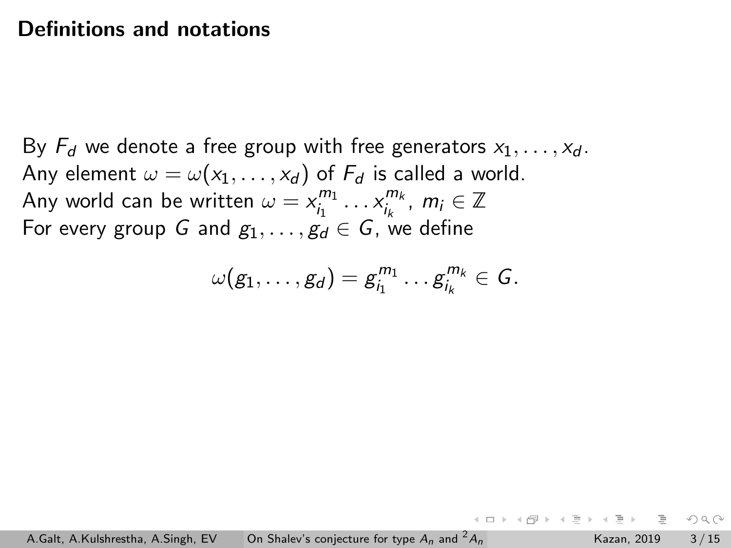## Definitions and notations

By $F_d$ we denote a free group with free generators $x_1, \dots, x_d$.
Any element $\omega = \omega(x_1, \dots, x_d)$ of $F_d$ is called a world.
Any world can be written $\omega = x_{i_1}^{m_1} \dots x_{i_k}^{m_k}$, $m_i \in \mathbb{Z}$
For every group $G$ and $g_1, \dots, g_d \in G$, we define

$$\omega(g_1, \dots, g_d) = g_{i_1}^{m_1} \dots g_{i_k}^{m_k} \in G.$$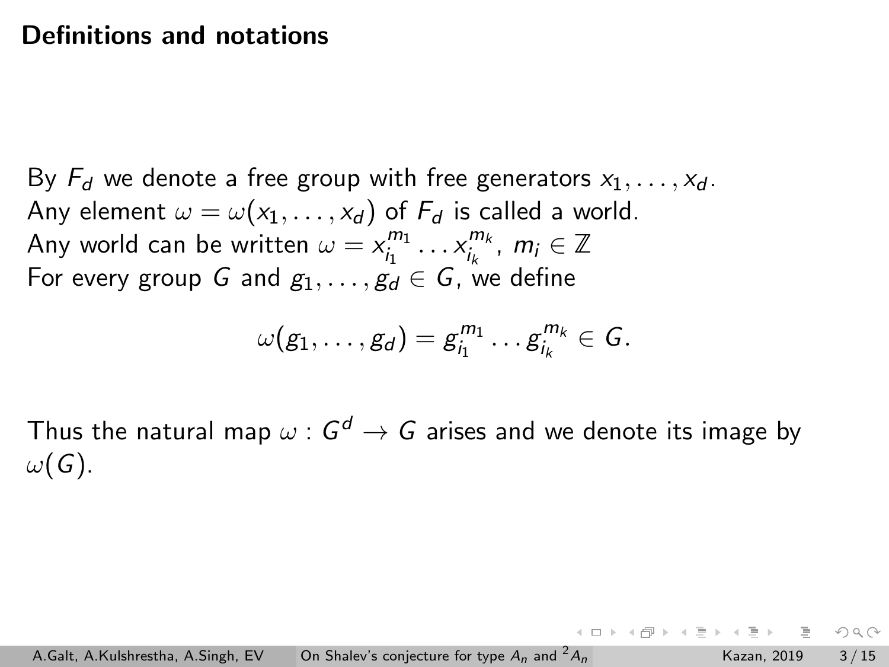## Definitions and notations

By $F_d$ we denote a free group with free generators $x_1, \dots, x_d$.
Any element $\omega = \omega(x_1, \dots, x_d)$ of $F_d$ is called a world.
Any world can be written $\omega = x_{i_1}^{m_1} \dots x_{i_k}^{m_k}$, $m_i \in \mathbb{Z}$
For every group $G$ and $g_1, \dots, g_d \in G$, we define

$$\omega(g_1, \dots, g_d) = g_{i_1}^{m_1} \dots g_{i_k}^{m_k} \in G.$$

Thus the natural map $\omega : G^d \to G$ arises and we denote its image by $\omega(G)$.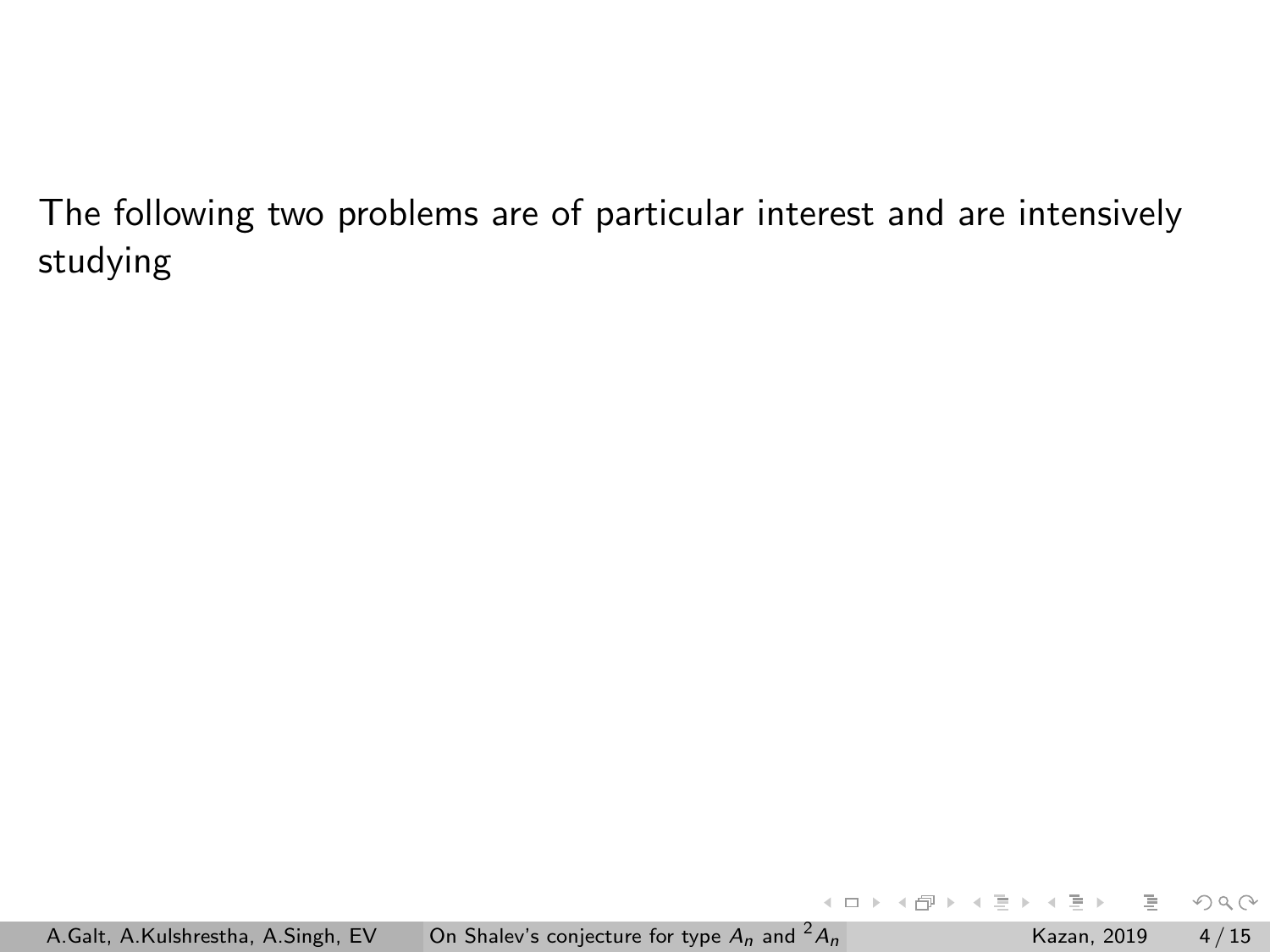The following two problems are of particular interest and are intensively studying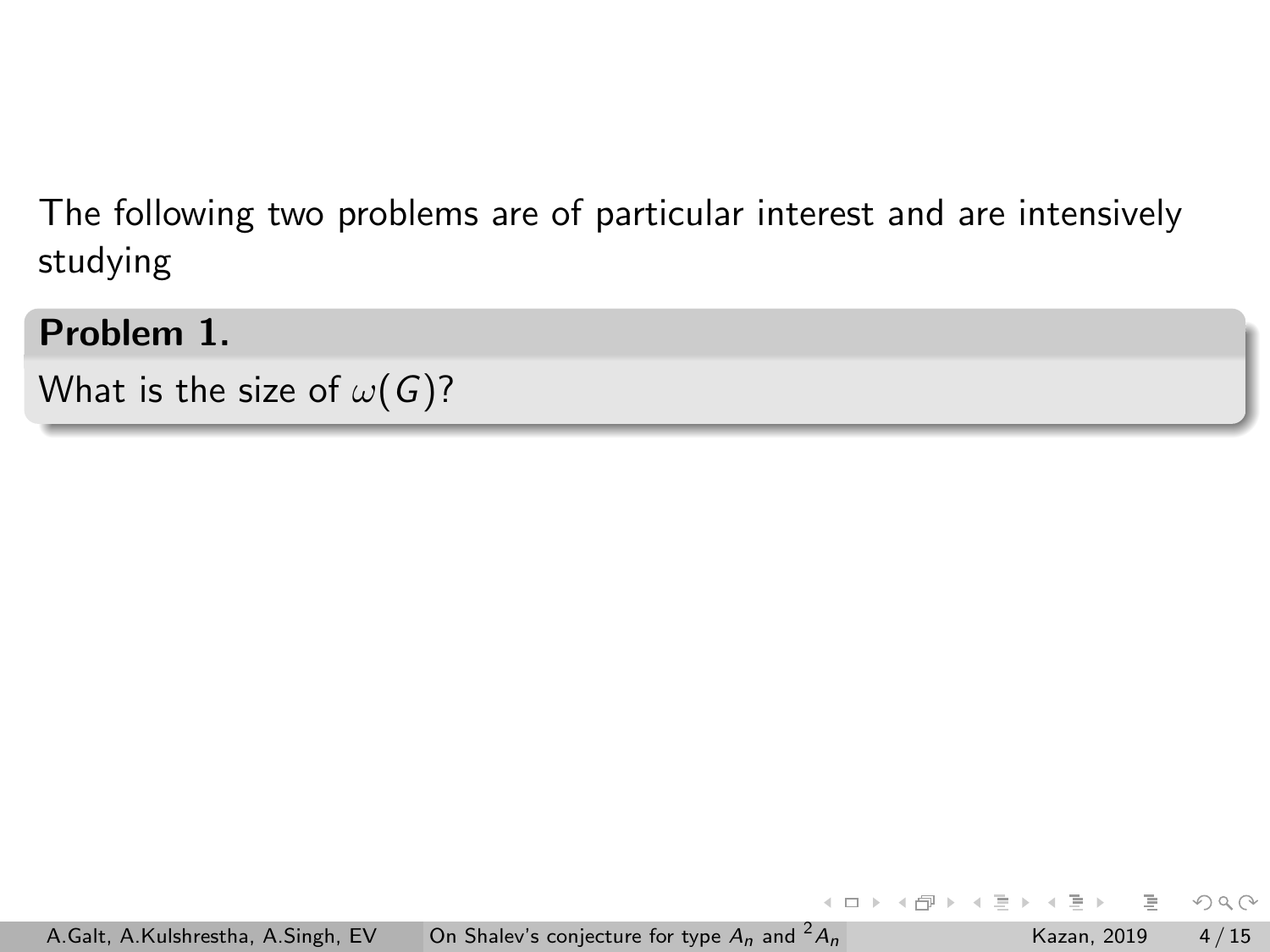The following two problems are of particular interest and are intensively studying

**Problem 1.**

What is the size of $\omega(G)$?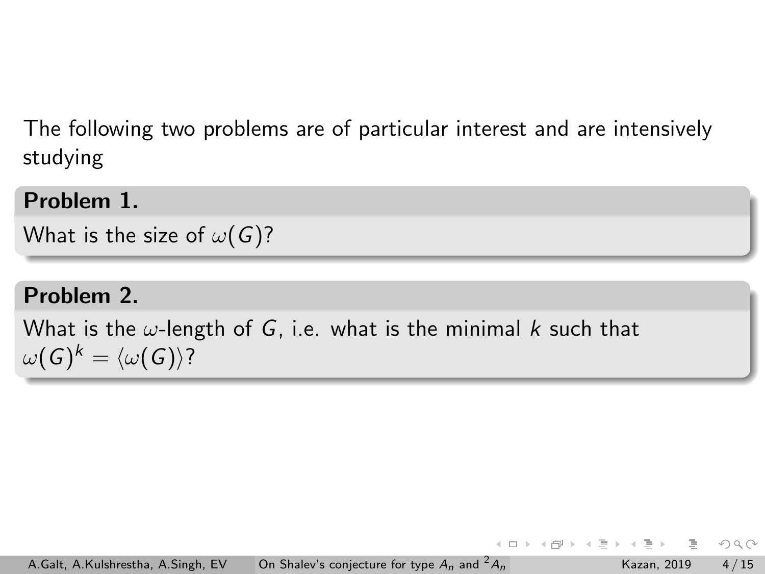The following two problems are of particular interest and are intensively studying

**Problem 1.**

What is the size of $\omega(G)$?

**Problem 2.**

What is the $\omega$-length of $G$, i.e. what is the minimal $k$ such that $\omega(G)^k = \langle \omega(G) \rangle$?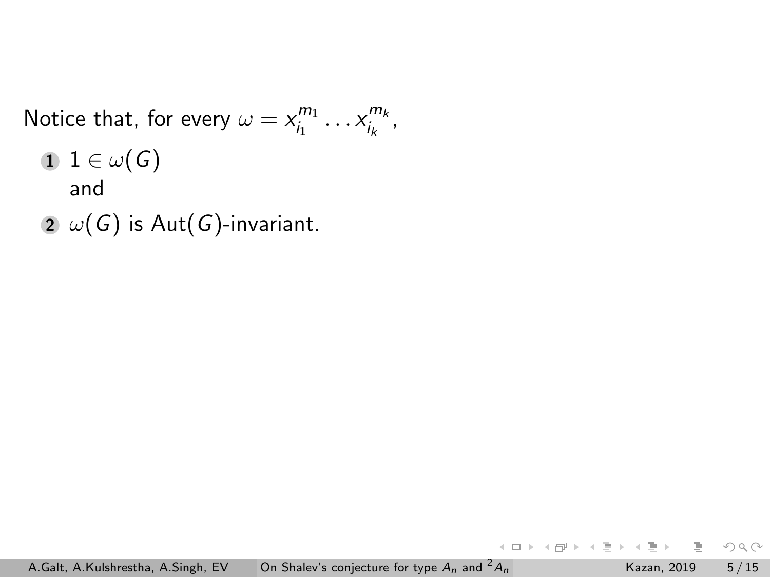Notice that, for every $\omega = x_{i_1}^{m_1} \dots x_{i_k}^{m_k}$,

1. $1 \in \omega(G)$
   and
2. $\omega(G)$ is $\mathrm{Aut}(G)$-invariant.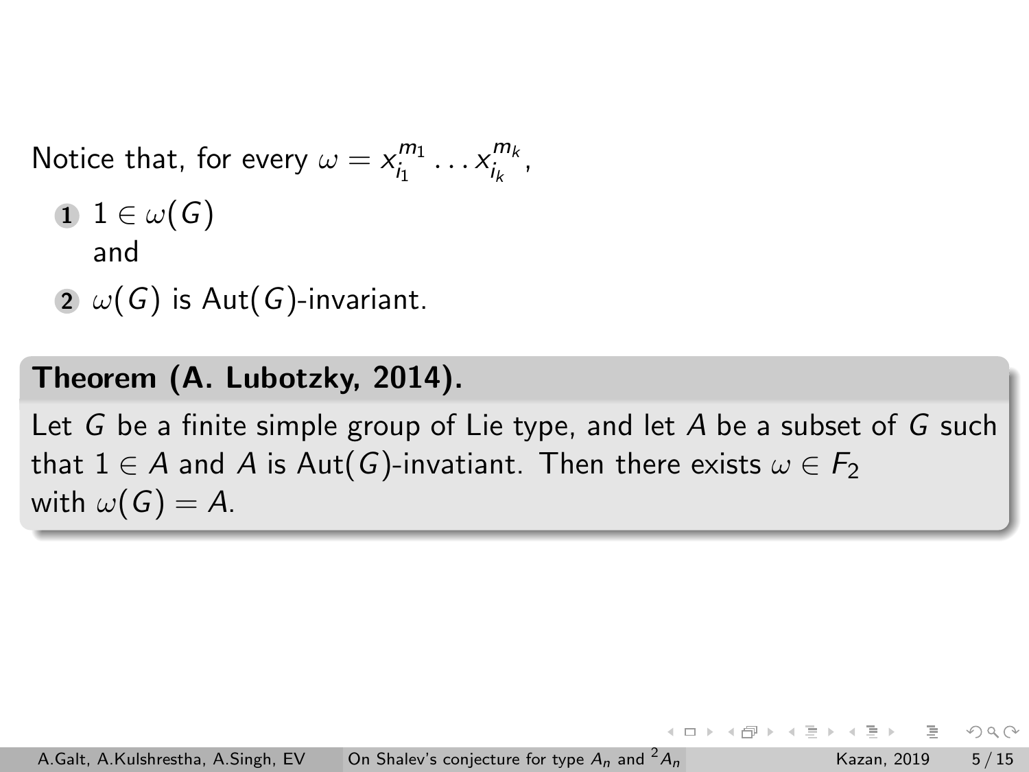Notice that, for every $\omega = x_{i_1}^{m_1} \dots x_{i_k}^{m_k}$,

1. $1 \in \omega(G)$
   and
2. $\omega(G)$ is $\mathrm{Aut}(G)$-invariant.

**Theorem (A. Lubotzky, 2014).**

Let $G$ be a finite simple group of Lie type, and let $A$ be a subset of $G$ such that $1 \in A$ and $A$ is $\mathrm{Aut}(G)$-invatiant. Then there exists $\omega \in F_2$ with $\omega(G) = A$.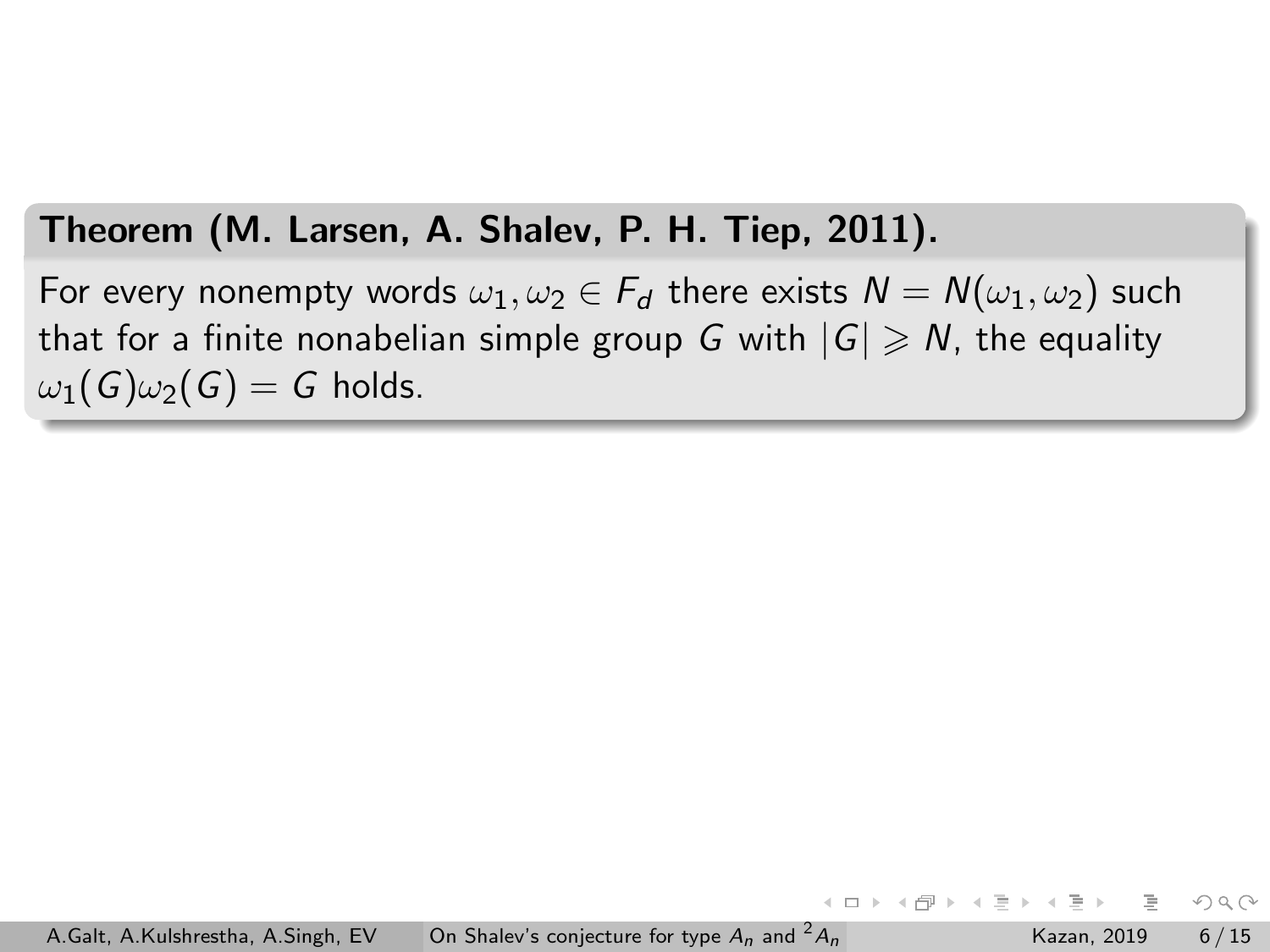**Theorem (M. Larsen, A. Shalev, P. H. Tiep, 2011).**

For every nonempty words $\omega_1, \omega_2 \in F_d$ there exists $N = N(\omega_1, \omega_2)$ such that for a finite nonabelian simple group $G$ with $|G| \geqslant N$, the equality $\omega_1(G)\omega_2(G) = G$ holds.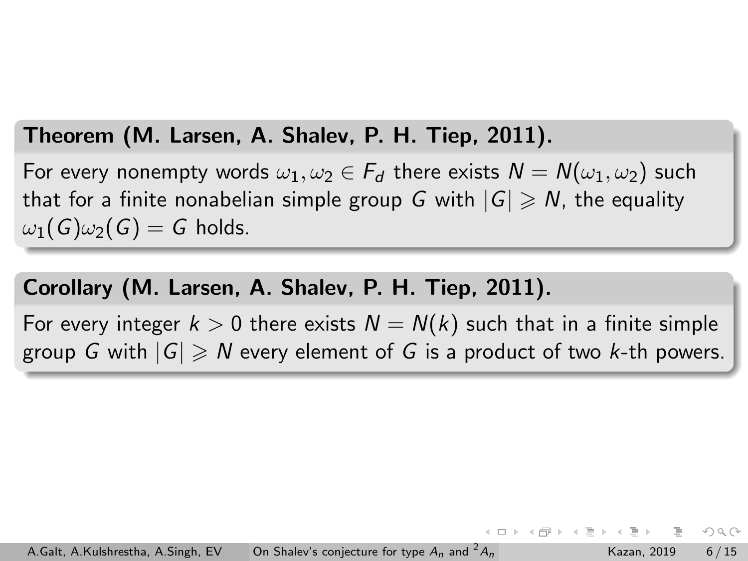**Theorem (M. Larsen, A. Shalev, P. H. Tiep, 2011).**

For every nonempty words $\omega_1, \omega_2 \in F_d$ there exists $N = N(\omega_1, \omega_2)$ such that for a finite nonabelian simple group $G$ with $|G| \geqslant N$, the equality $\omega_1(G)\omega_2(G) = G$ holds.

**Corollary (M. Larsen, A. Shalev, P. H. Tiep, 2011).**

For every integer $k > 0$ there exists $N = N(k)$ such that in a finite simple group $G$ with $|G| \geqslant N$ every element of $G$ is a product of two $k$-th powers.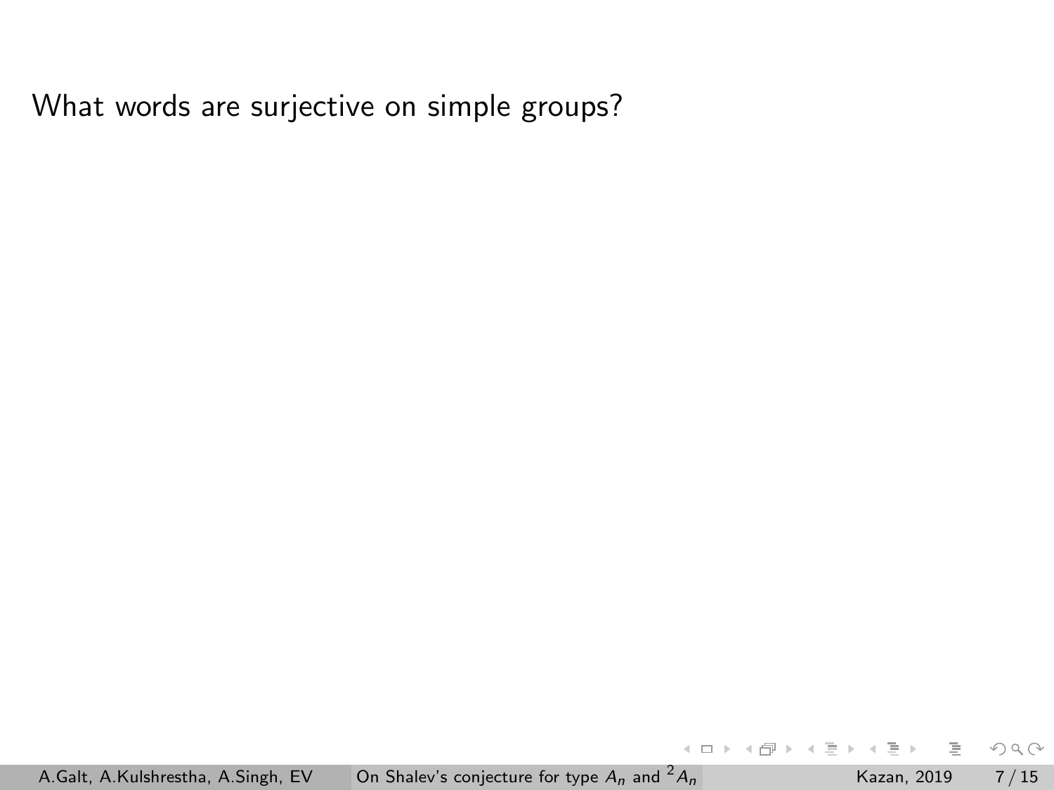What words are surjective on simple groups?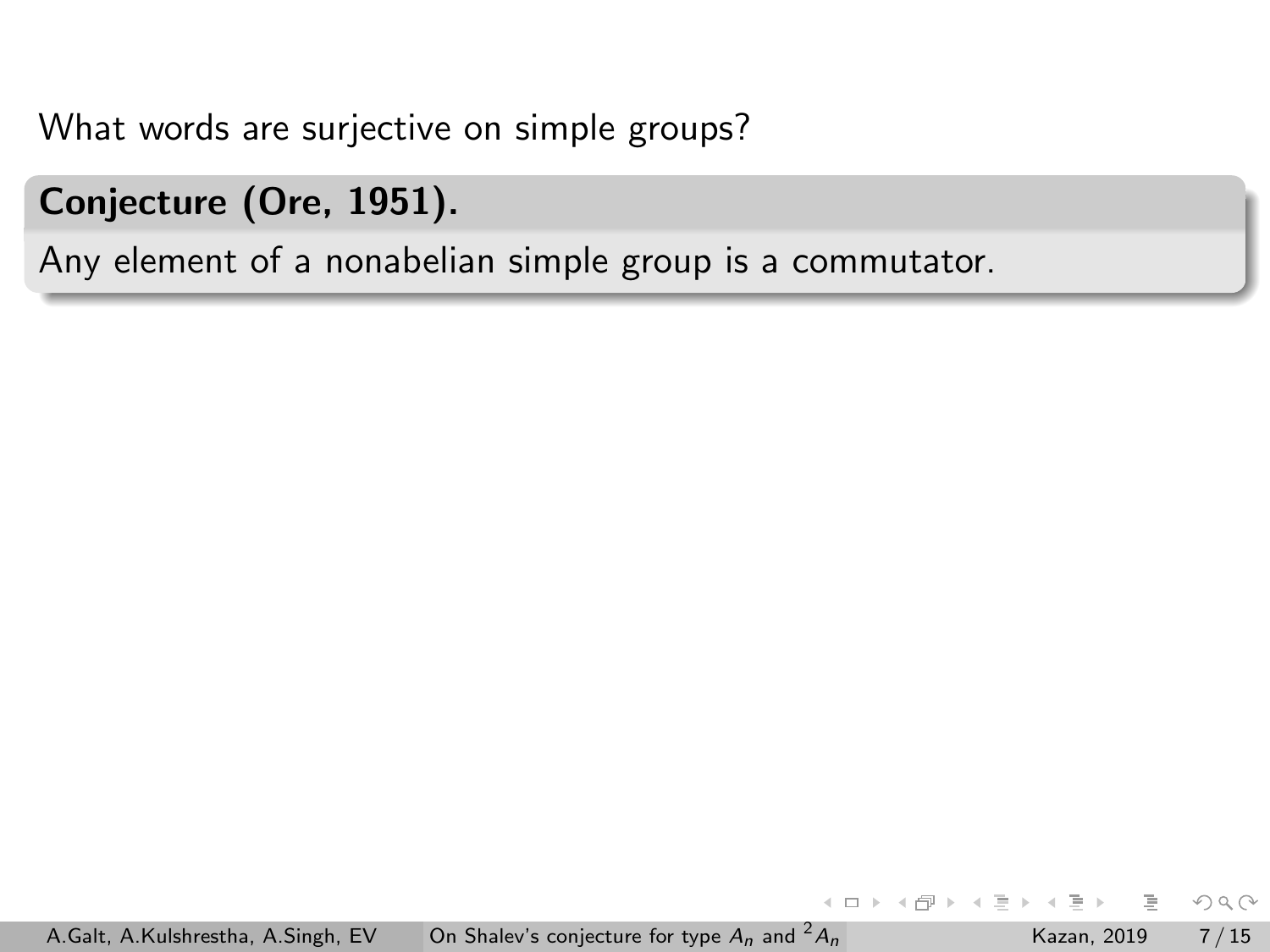What words are surjective on simple groups?

**Conjecture (Ore, 1951).**

Any element of a nonabelian simple group is a commutator.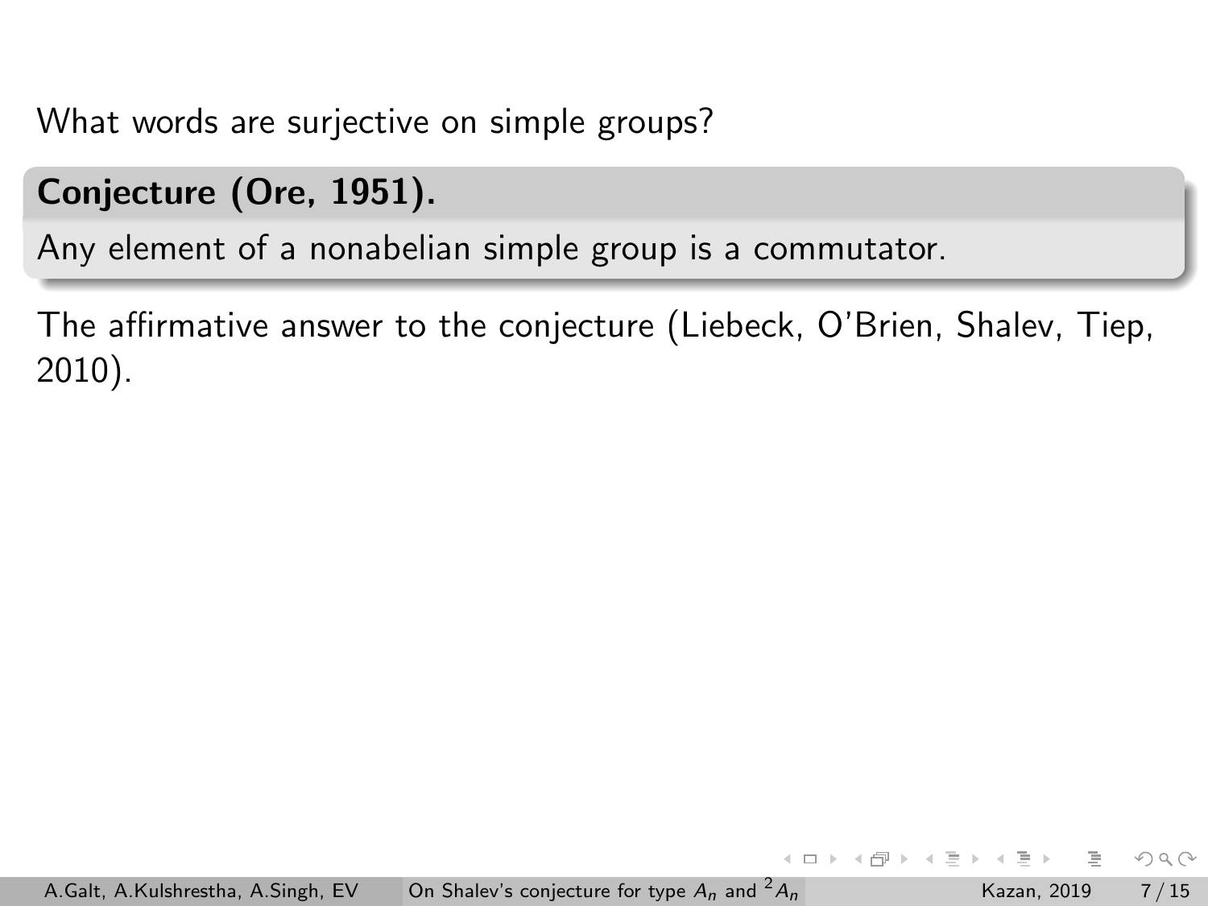What words are surjective on simple groups?

**Conjecture (Ore, 1951).**

Any element of a nonabelian simple group is a commutator.

The affirmative answer to the conjecture (Liebeck, O'Brien, Shalev, Tiep, 2010).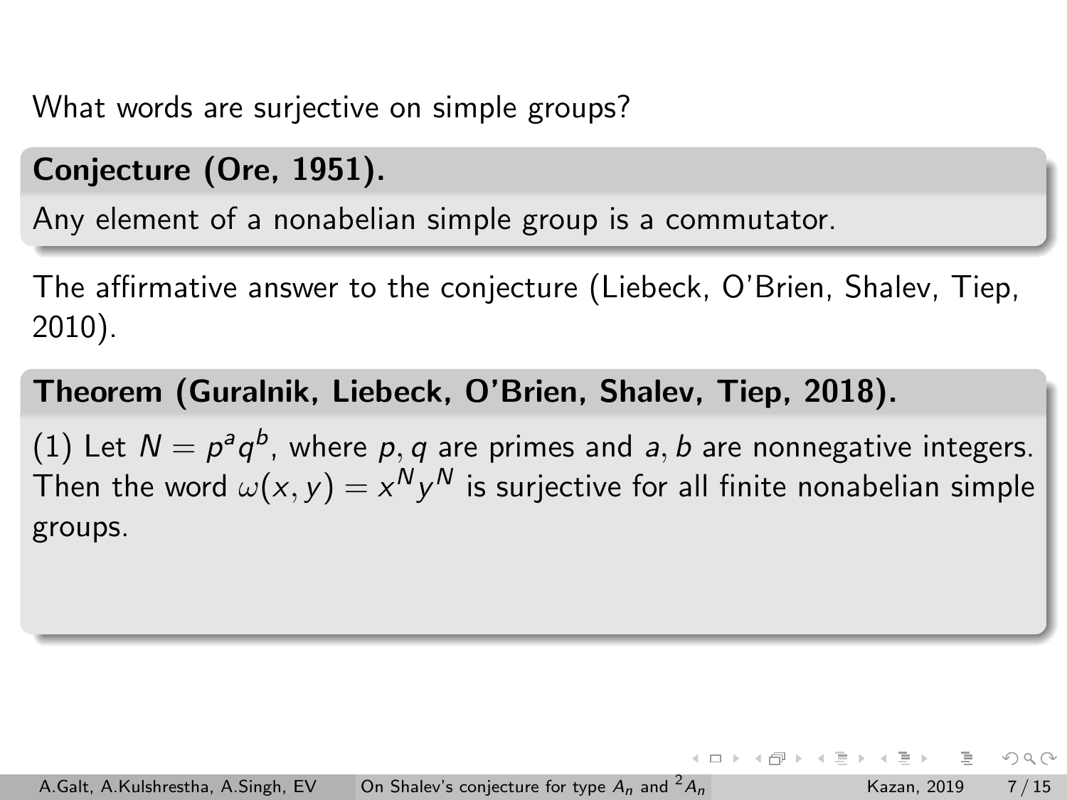What words are surjective on simple groups?

**Conjecture (Ore, 1951).**

Any element of a nonabelian simple group is a commutator.

The affirmative answer to the conjecture (Liebeck, O'Brien, Shalev, Tiep, 2010).

**Theorem (Guralnik, Liebeck, O'Brien, Shalev, Tiep, 2018).**

(1) Let $N = p^a q^b$, where $p, q$ are primes and $a, b$ are nonnegative integers. Then the word $\omega(x, y) = x^N y^N$ is surjective for all finite nonabelian simple groups.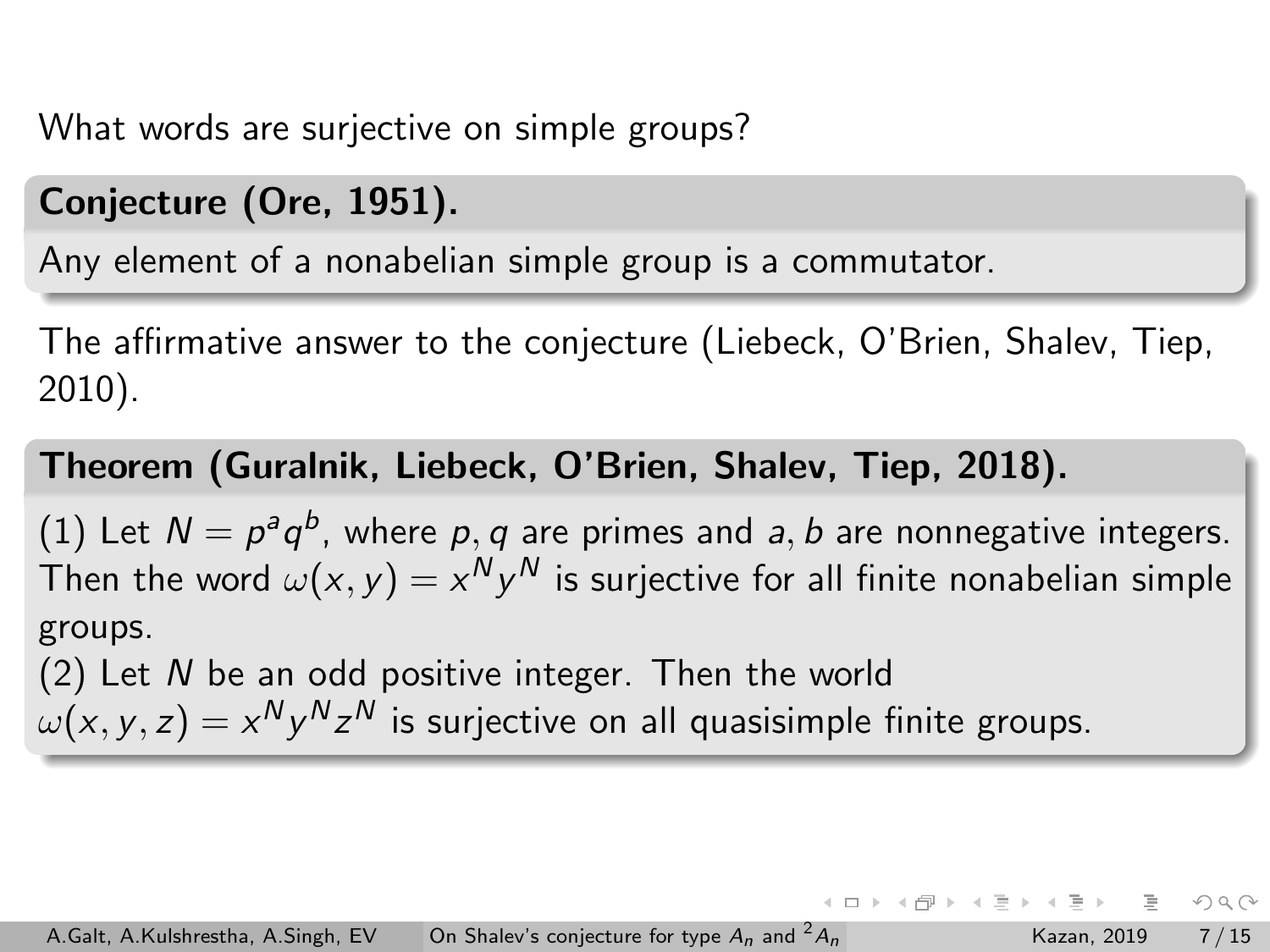What words are surjective on simple groups?

**Conjecture (Ore, 1951).**

Any element of a nonabelian simple group is a commutator.

The affirmative answer to the conjecture (Liebeck, O'Brien, Shalev, Tiep, 2010).

**Theorem (Guralnik, Liebeck, O'Brien, Shalev, Tiep, 2018).**

(1) Let $N = p^a q^b$, where $p, q$ are primes and $a, b$ are nonnegative integers. Then the word $\omega(x, y) = x^N y^N$ is surjective for all finite nonabelian simple groups.
(2) Let $N$ be an odd positive integer. Then the world $\omega(x, y, z) = x^N y^N z^N$ is surjective on all quasisimple finite groups.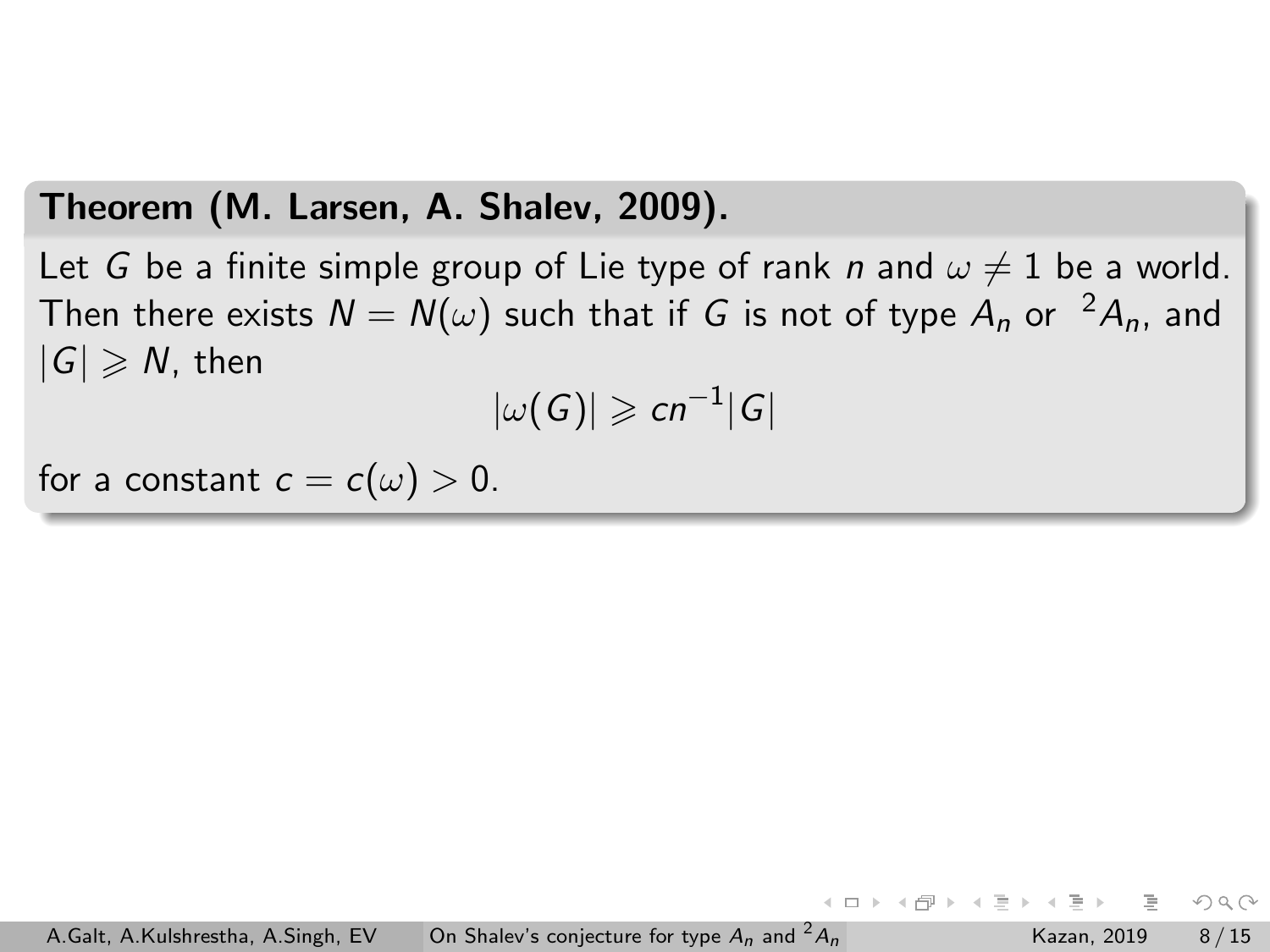**Theorem (M. Larsen, A. Shalev, 2009).**

Let $G$ be a finite simple group of Lie type of rank $n$ and $\omega \neq 1$ be a world. Then there exists $N = N(\omega)$ such that if $G$ is not of type $A_n$ or ${}^2A_n$, and $|G| \geqslant N$, then

$$|\omega(G)| \geqslant cn^{-1}|G|$$

for a constant $c = c(\omega) > 0$.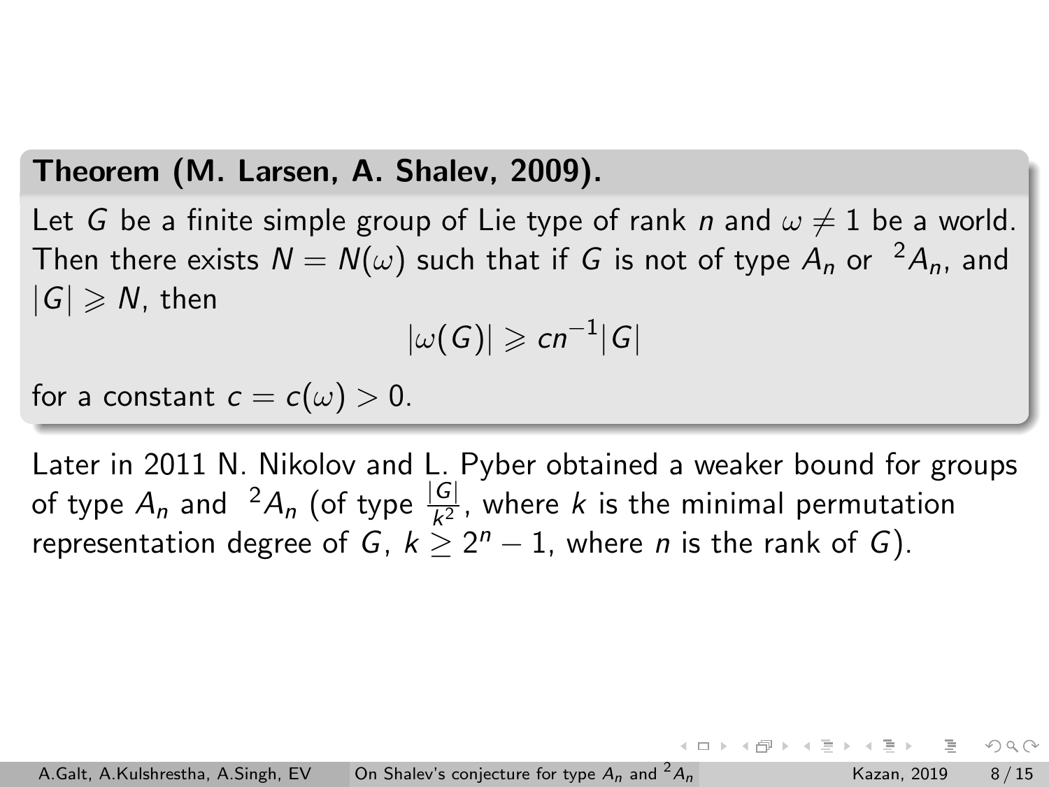**Theorem (M. Larsen, A. Shalev, 2009).**

Let $G$ be a finite simple group of Lie type of rank $n$ and $\omega \neq 1$ be a world. Then there exists $N = N(\omega)$ such that if $G$ is not of type $A_n$ or ${}^2A_n$, and $|G| \geqslant N$, then

$$|\omega(G)| \geqslant cn^{-1}|G|$$

for a constant $c = c(\omega) > 0$.

Later in 2011 N. Nikolov and L. Pyber obtained a weaker bound for groups of type $A_n$ and ${}^2A_n$ (of type $\frac{|G|}{k^2}$, where $k$ is the minimal permutation representation degree of $G$, $k \geq 2^n - 1$, where $n$ is the rank of $G$).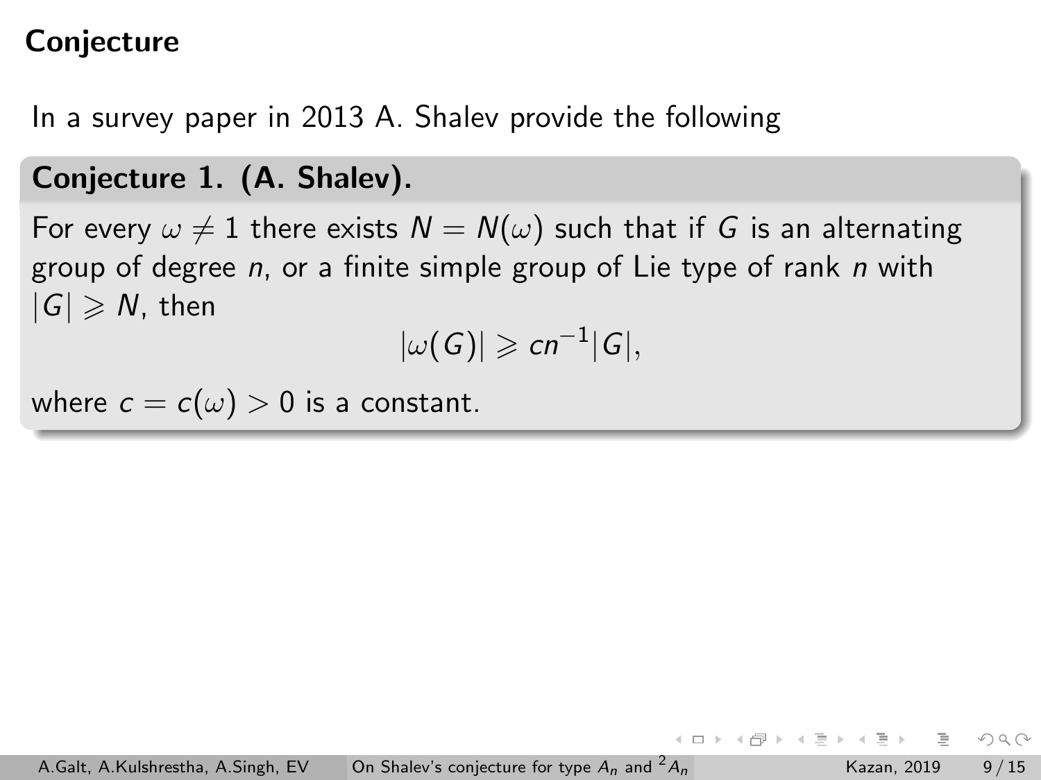# Conjecture

In a survey paper in 2013 A. Shalev provide the following

**Conjecture 1. (A. Shalev).**

For every $\omega \neq 1$ there exists $N = N(\omega)$ such that if $G$ is an alternating group of degree $n$, or a finite simple group of Lie type of rank $n$ with $|G| \geqslant N$, then

$$|\omega(G)| \geqslant cn^{-1}|G|,$$

where $c = c(\omega) > 0$ is a constant.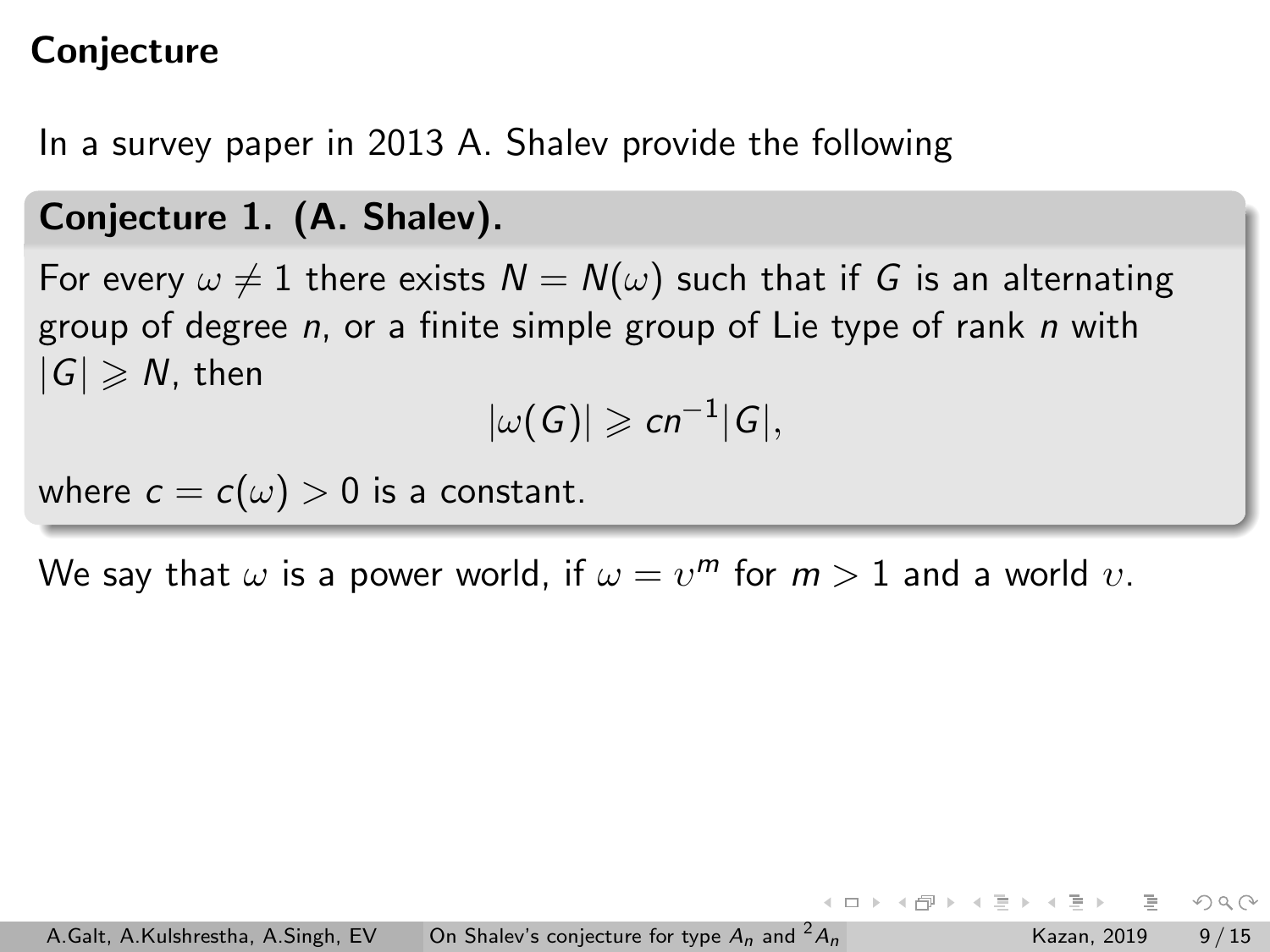## Conjecture

In a survey paper in 2013 A. Shalev provide the following

**Conjecture 1. (A. Shalev).**

For every $\omega \neq 1$ there exists $N = N(\omega)$ such that if $G$ is an alternating group of degree $n$, or a finite simple group of Lie type of rank $n$ with $|G| \geqslant N$, then

$$|\omega(G)| \geqslant cn^{-1}|G|,$$

where $c = c(\omega) > 0$ is a constant.

We say that $\omega$ is a power world, if $\omega = \upsilon^m$ for $m > 1$ and a world $\upsilon$.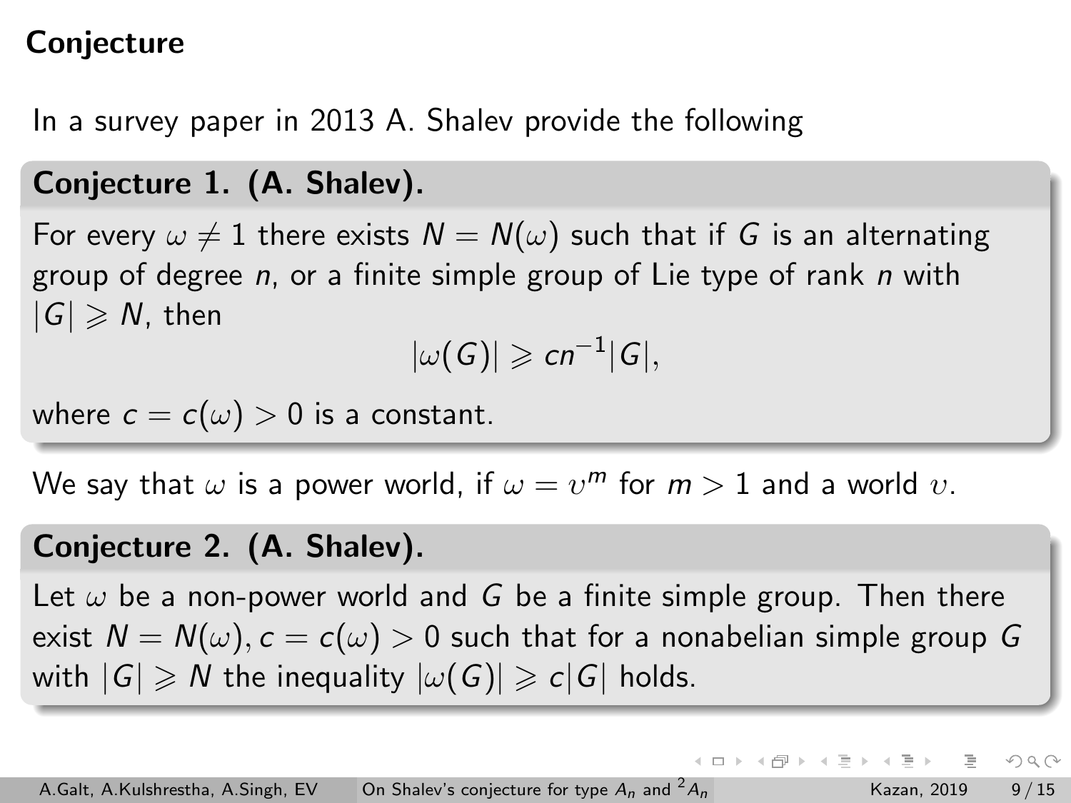## Conjecture

In a survey paper in 2013 A. Shalev provide the following

**Conjecture 1. (A. Shalev).**

For every $\omega \neq 1$ there exists $N = N(\omega)$ such that if $G$ is an alternating group of degree $n$, or a finite simple group of Lie type of rank $n$ with $|G| \geqslant N$, then

$$|\omega(G)| \geqslant cn^{-1}|G|,$$

where $c = c(\omega) > 0$ is a constant.

We say that $\omega$ is a power world, if $\omega = \upsilon^m$ for $m > 1$ and a world $\upsilon$.

**Conjecture 2. (A. Shalev).**

Let $\omega$ be a non-power world and $G$ be a finite simple group. Then there exist $N = N(\omega), c = c(\omega) > 0$ such that for a nonabelian simple group $G$ with $|G| \geqslant N$ the inequality $|\omega(G)| \geqslant c|G|$ holds.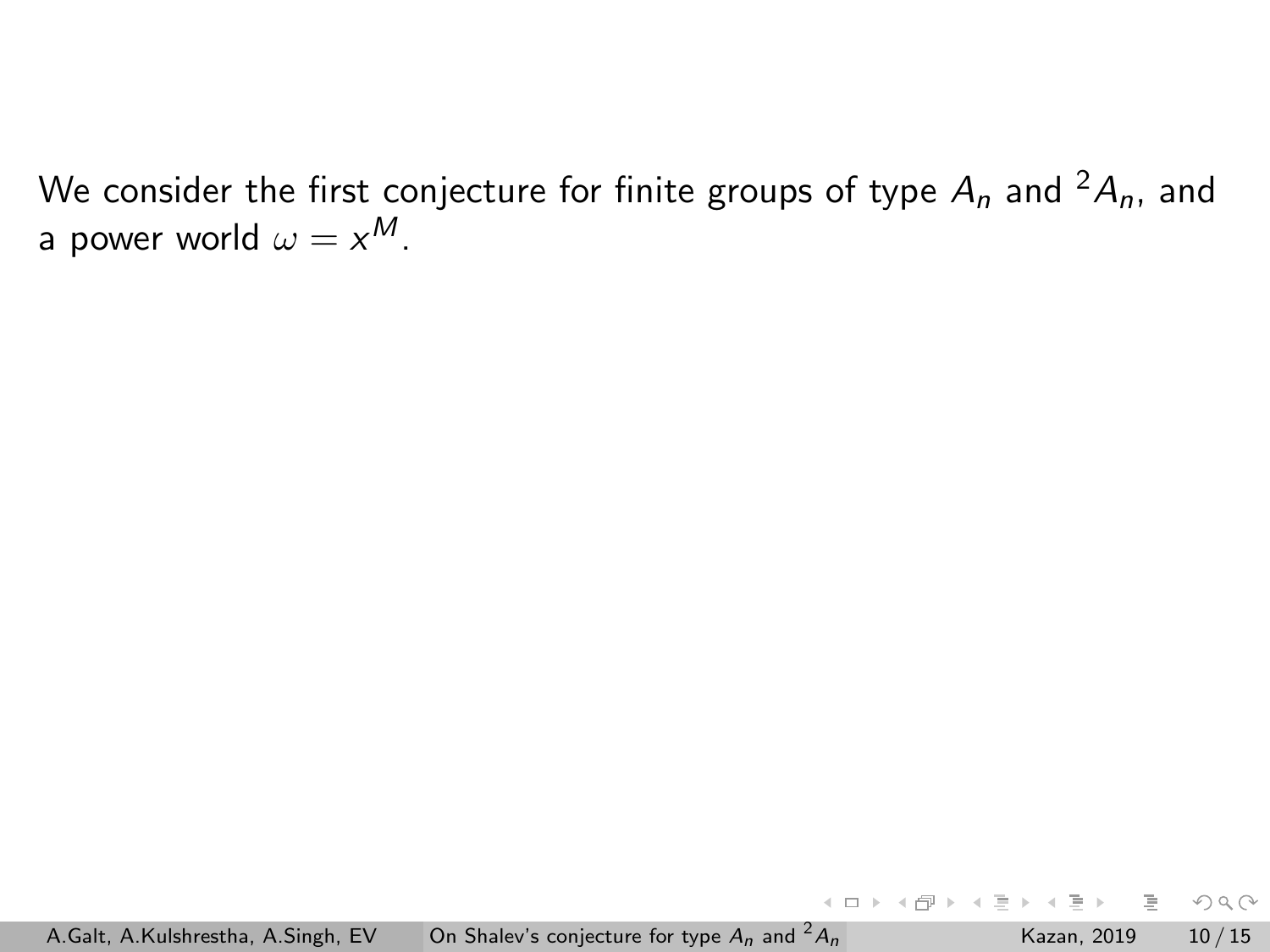We consider the first conjecture for finite groups of type $A_n$ and ${}^2A_n$, and a power world $\omega = x^M$.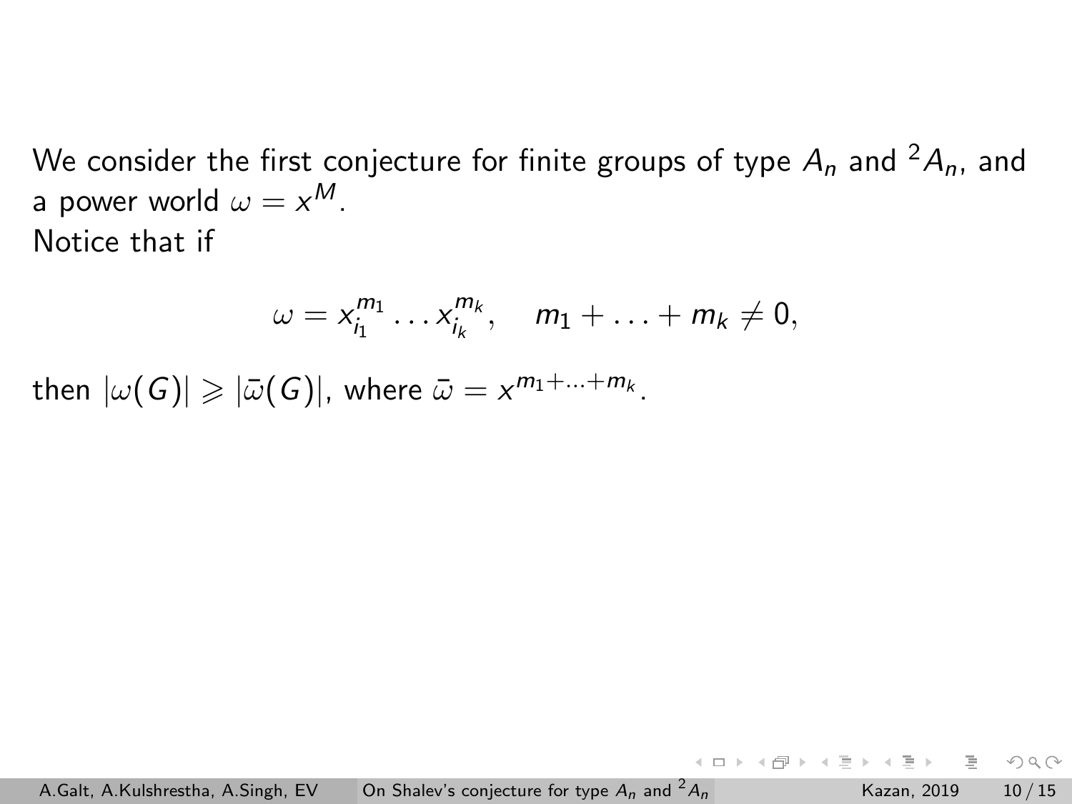We consider the first conjecture for finite groups of type $A_n$ and ${}^2A_n$, and a power world $\omega = x^M$.
Notice that if

$$\omega = x_{i_1}^{m_1} \dots x_{i_k}^{m_k}, \quad m_1 + \dots + m_k \neq 0,$$

then $|\omega(G)| \geqslant |\bar{\omega}(G)|$, where $\bar{\omega} = x^{m_1 + \dots + m_k}$.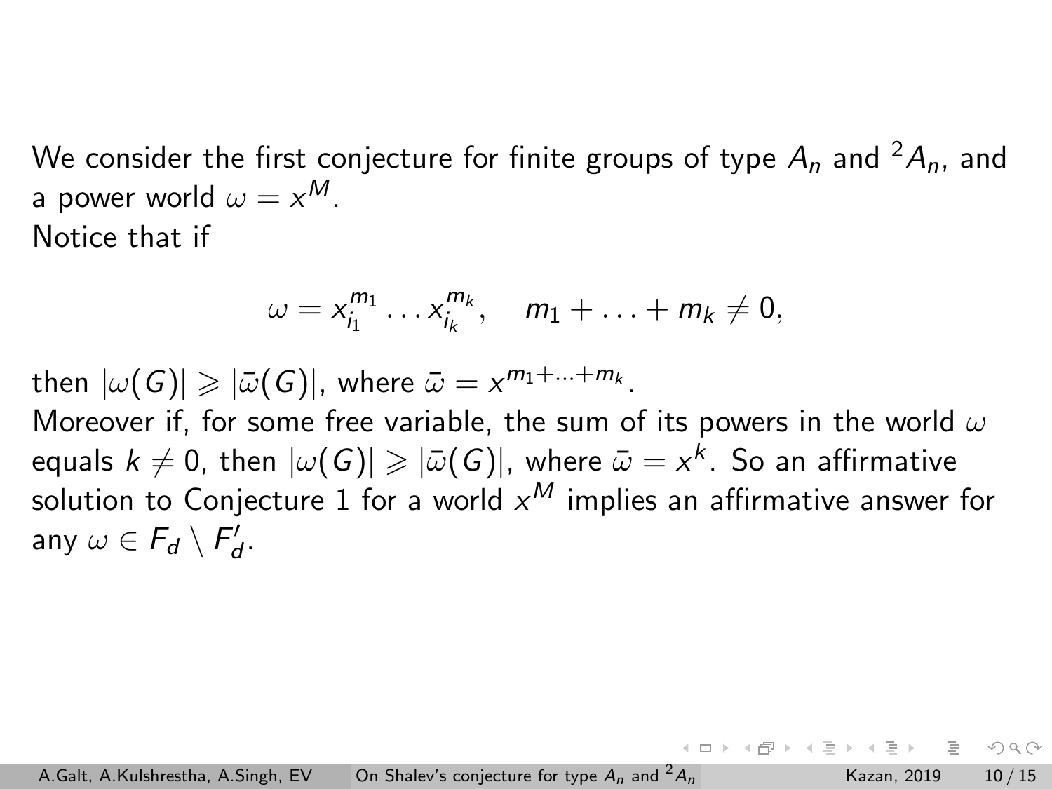We consider the first conjecture for finite groups of type $A_n$ and ${}^2A_n$, and a power world $\omega = x^M$.
Notice that if

$$\omega = x_{i_1}^{m_1} \dots x_{i_k}^{m_k}, \quad m_1 + \dots + m_k \neq 0,$$

then $|\omega(G)| \geqslant |\bar{\omega}(G)|$, where $\bar{\omega} = x^{m_1 + \dots + m_k}$.
Moreover if, for some free variable, the sum of its powers in the world $\omega$ equals $k \neq 0$, then $|\omega(G)| \geqslant |\bar{\omega}(G)|$, where $\bar{\omega} = x^k$. So an affirmative solution to Conjecture 1 for a world $x^M$ implies an affirmative answer for any $\omega \in F_d \setminus F_d'$.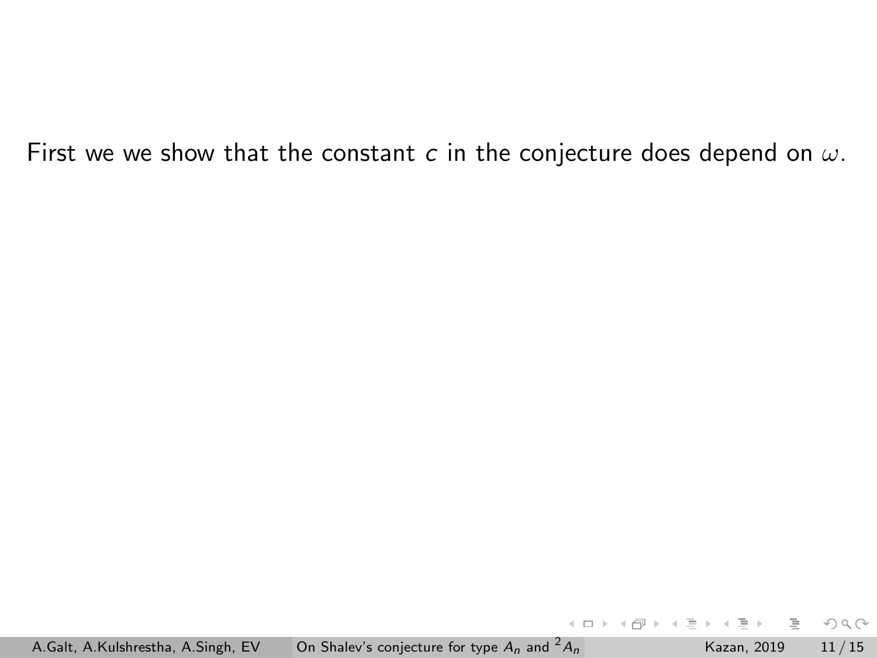First we we show that the constant $c$ in the conjecture does depend on $\omega$.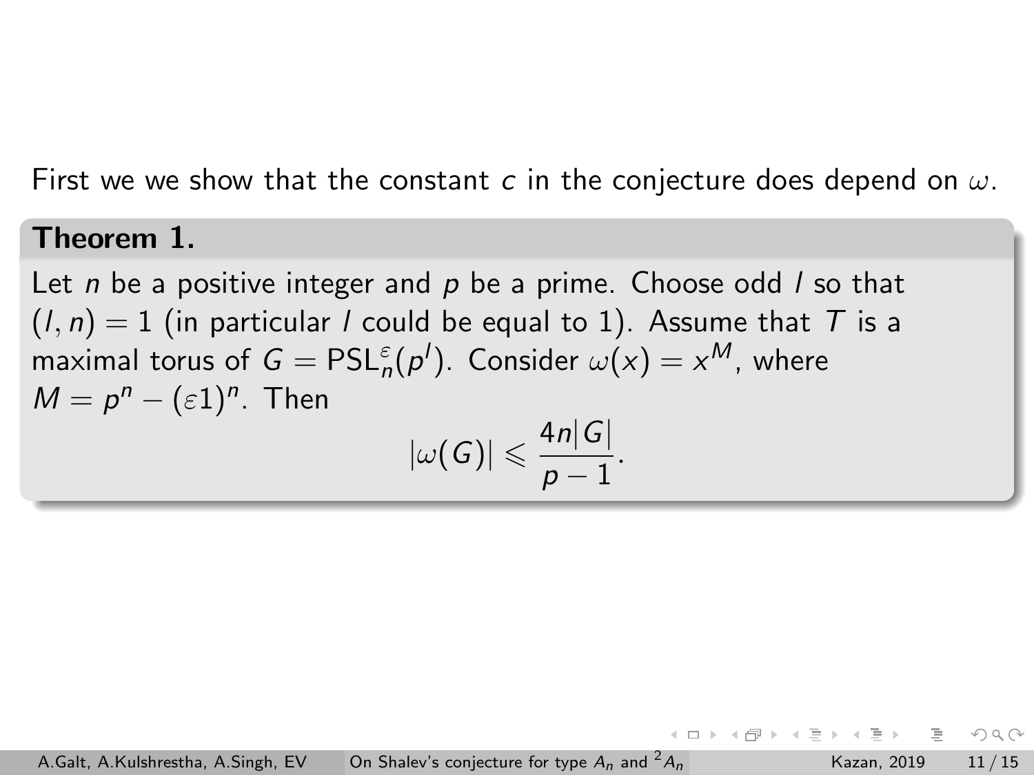First we we show that the constant $c$ in the conjecture does depend on $\omega$.

**Theorem 1.**

Let $n$ be a positive integer and $p$ be a prime. Choose odd $l$ so that $(l, n) = 1$ (in particular $l$ could be equal to 1). Assume that $T$ is a maximal torus of $G = \mathrm{PSL}_n^{\varepsilon}(p^l)$. Consider $\omega(x) = x^M$, where $M = p^n - (\varepsilon 1)^n$. Then

$$|\omega(G)| \leqslant \frac{4n|G|}{p-1}.$$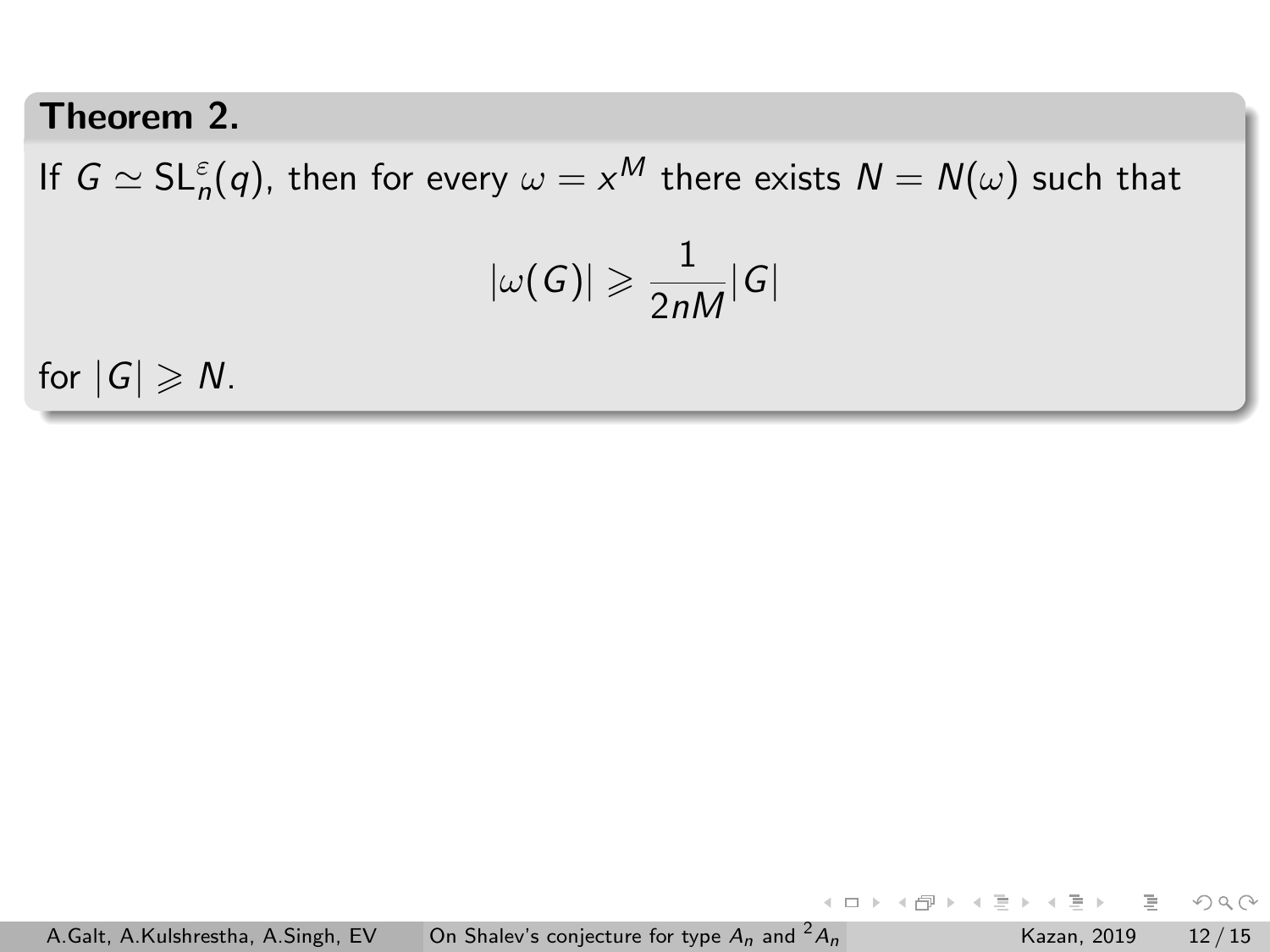**Theorem 2.**

If $G \simeq \mathrm{SL}_n^{\varepsilon}(q)$, then for every $\omega = x^M$ there exists $N = N(\omega)$ such that

$$|\omega(G)| \geqslant \frac{1}{2nM}|G|$$

for $|G| \geqslant N$.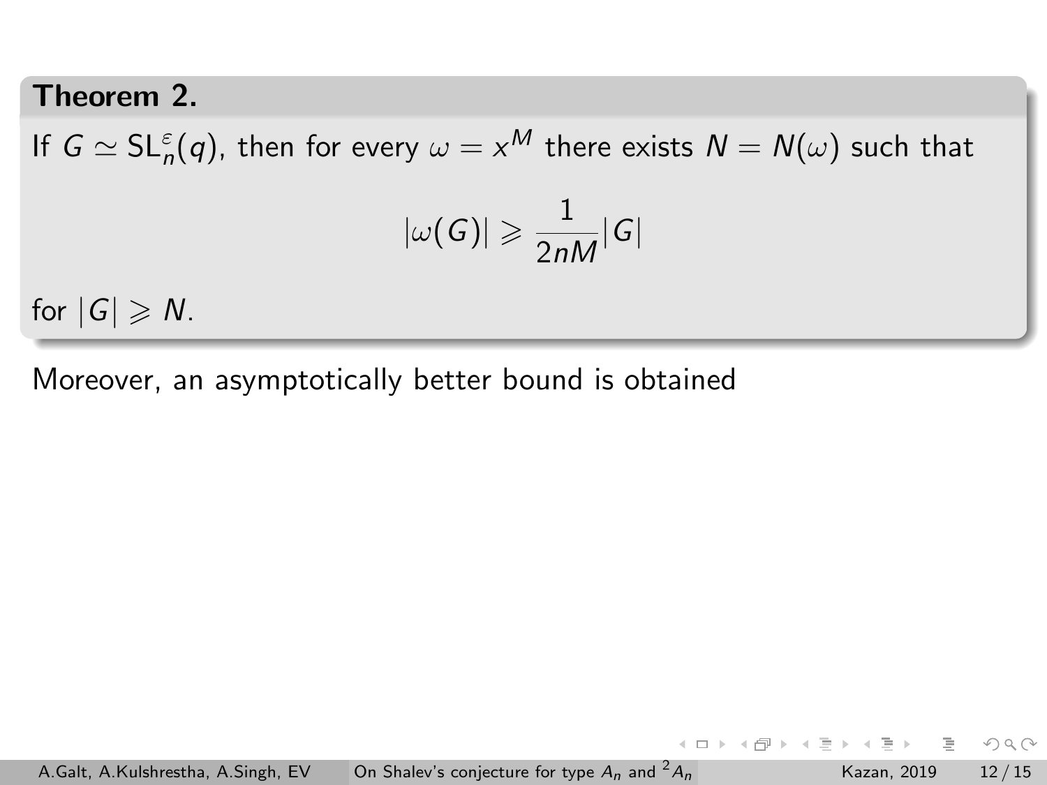**Theorem 2.**

If $G \simeq \mathrm{SL}_n^{\varepsilon}(q)$, then for every $\omega = x^M$ there exists $N = N(\omega)$ such that

$$|\omega(G)| \geqslant \frac{1}{2nM}|G|$$

for $|G| \geqslant N$.

Moreover, an asymptotically better bound is obtained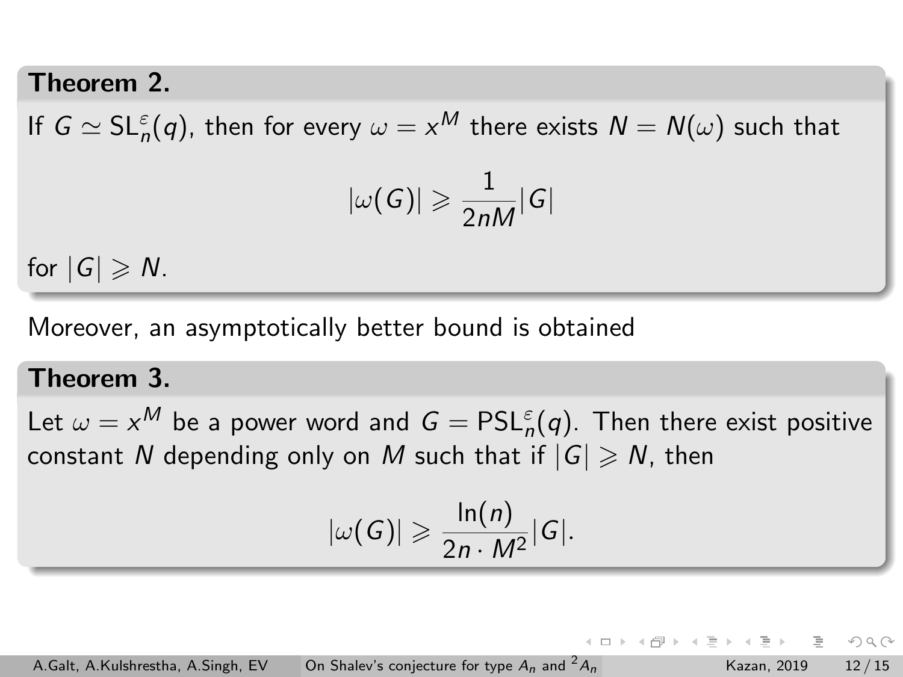**Theorem 2.**

If $G \simeq \mathrm{SL}_n^{\varepsilon}(q)$, then for every $\omega = x^M$ there exists $N = N(\omega)$ such that

$$|\omega(G)| \geqslant \frac{1}{2nM}|G|$$

for $|G| \geqslant N$.

Moreover, an asymptotically better bound is obtained

**Theorem 3.**

Let $\omega = x^M$ be a power word and $G = \mathrm{PSL}_n^{\varepsilon}(q)$. Then there exist positive constant $N$ depending only on $M$ such that if $|G| \geqslant N$, then

$$|\omega(G)| \geqslant \frac{\ln(n)}{2n \cdot M^2}|G|.$$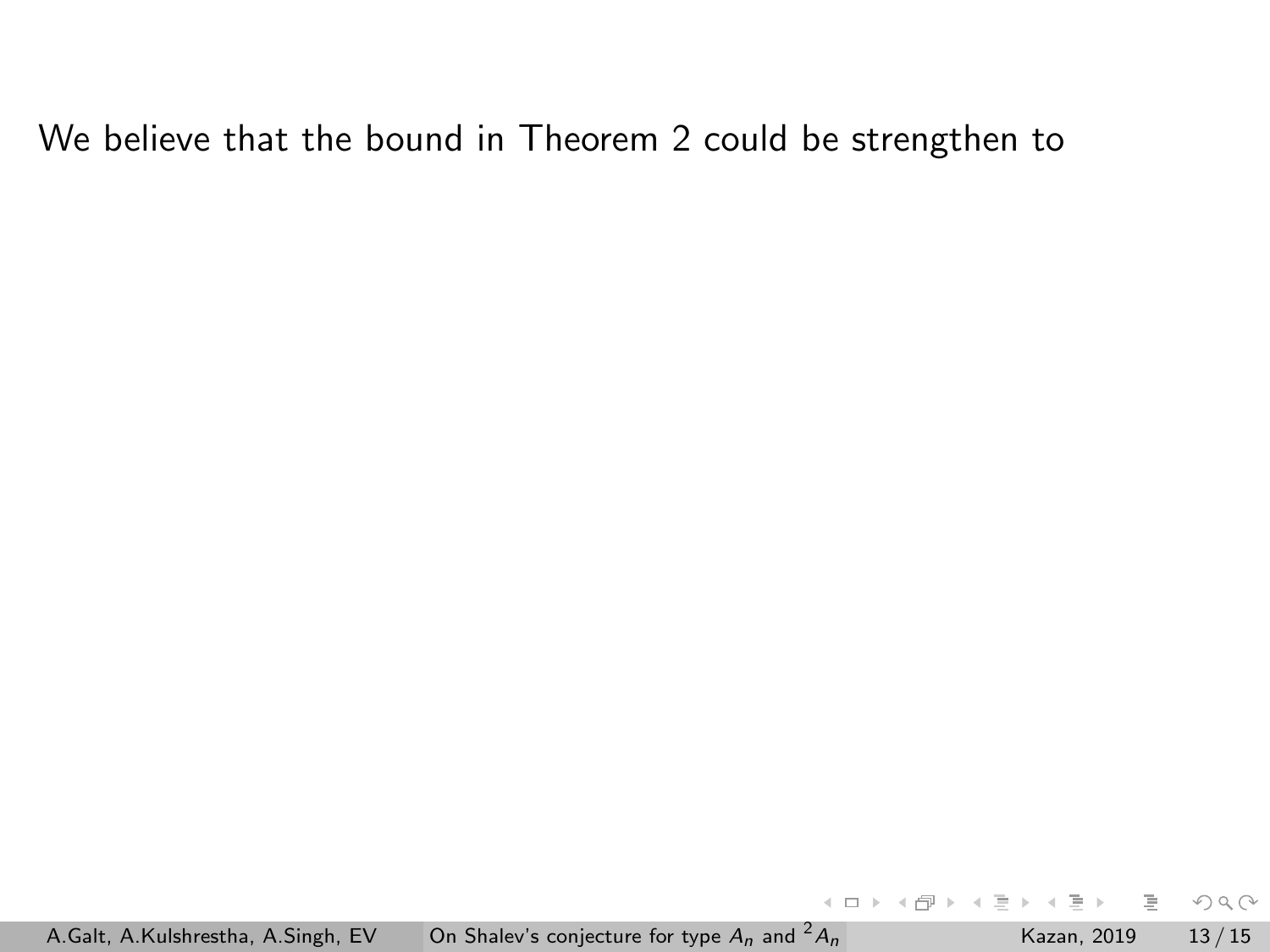We believe that the bound in Theorem 2 could be strengthen to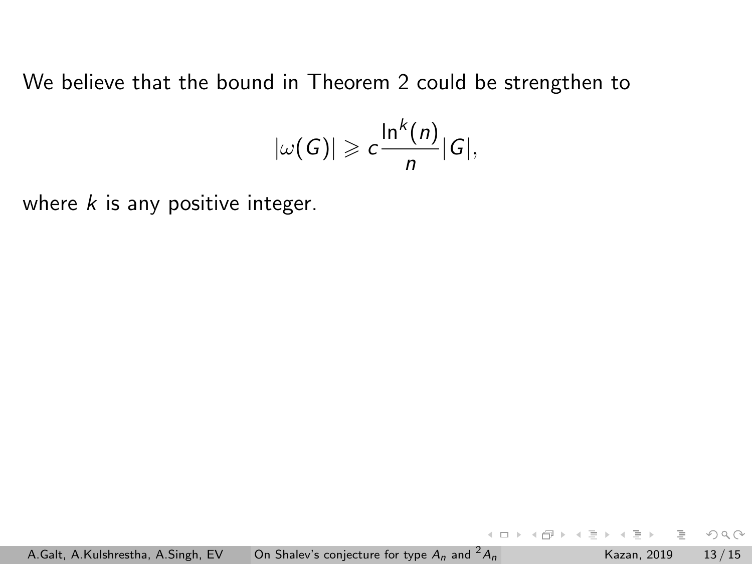We believe that the bound in Theorem 2 could be strengthen to

$$|\omega(G)| \geqslant c\frac{\ln^k(n)}{n}|G|,$$

where $k$ is any positive integer.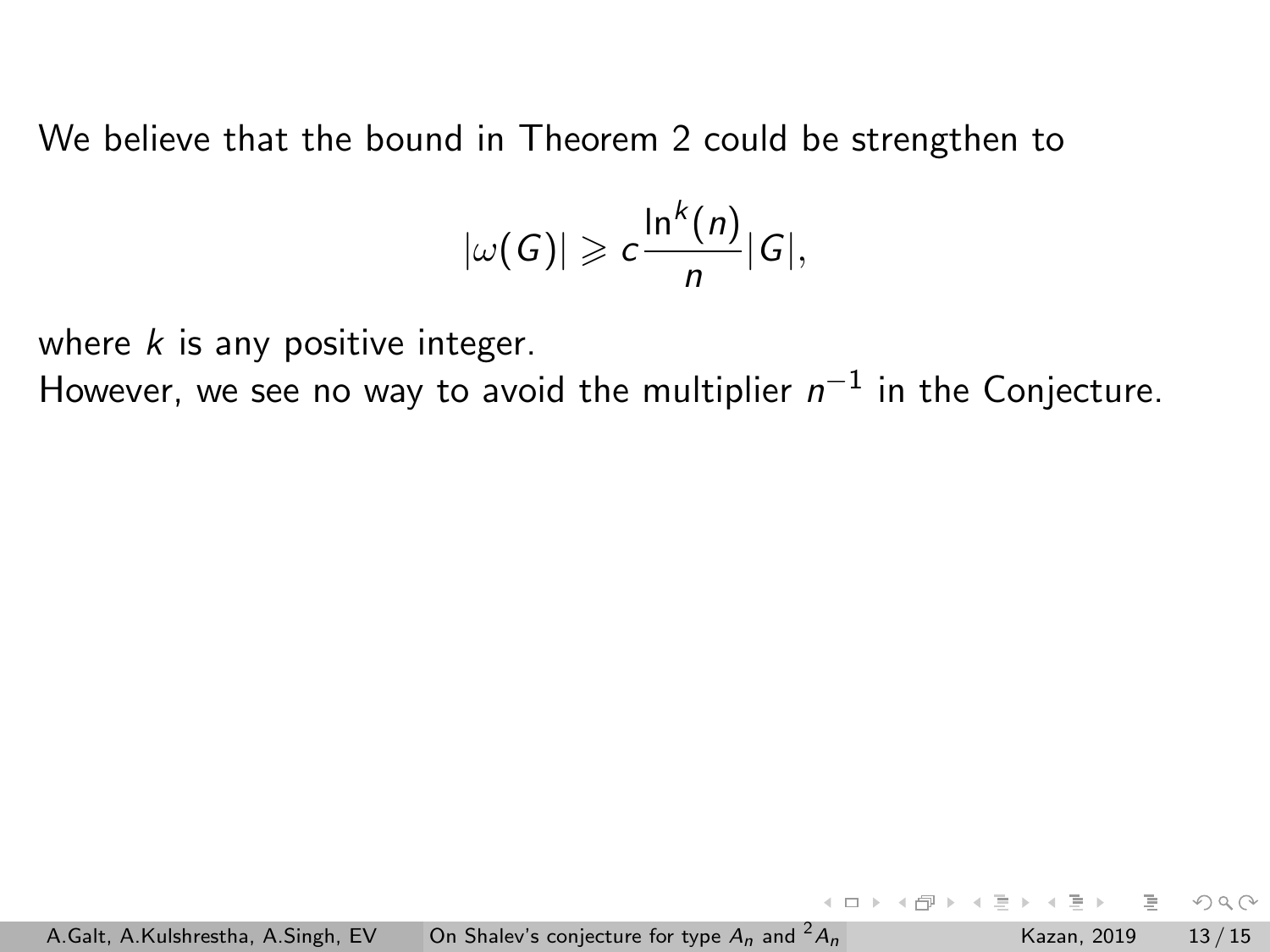We believe that the bound in Theorem 2 could be strengthen to

$$|\omega(G)| \geqslant c\frac{\ln^k(n)}{n}|G|,$$

where $k$ is any positive integer.
However, we see no way to avoid the multiplier $n^{-1}$ in the Conjecture.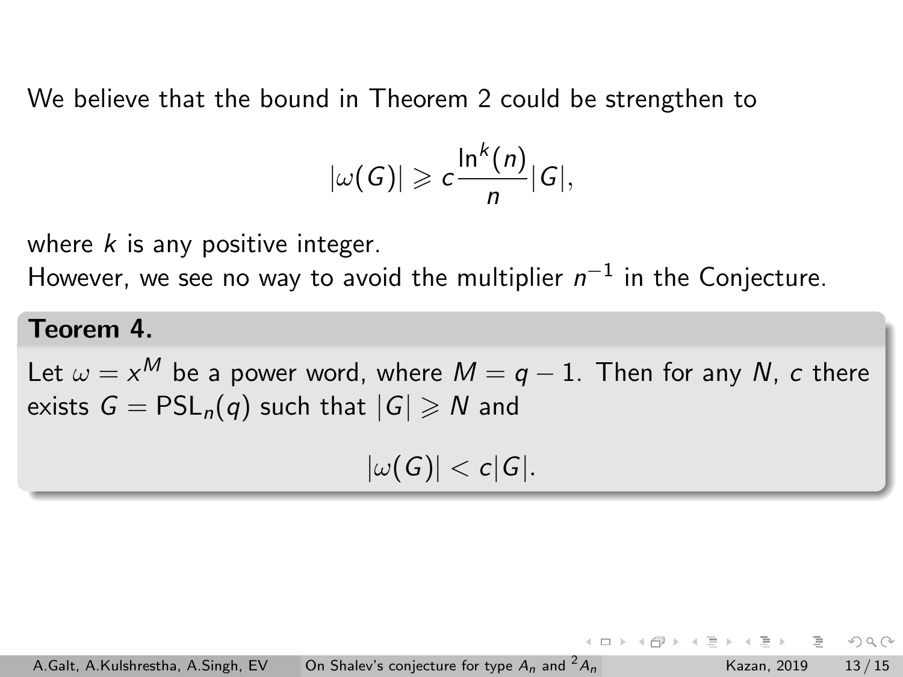We believe that the bound in Theorem 2 could be strengthen to

$$|\omega(G)| \geqslant c\frac{\ln^k(n)}{n}|G|,$$

where $k$ is any positive integer.

However, we see no way to avoid the multiplier $n^{-1}$ in the Conjecture.

**Teorem 4.**

Let $\omega = x^M$ be a power word, where $M = q - 1$. Then for any $N$, $c$ there exists $G = \mathrm{PSL}_n(q)$ such that $|G| \geqslant N$ and

$$|\omega(G)| < c|G|.$$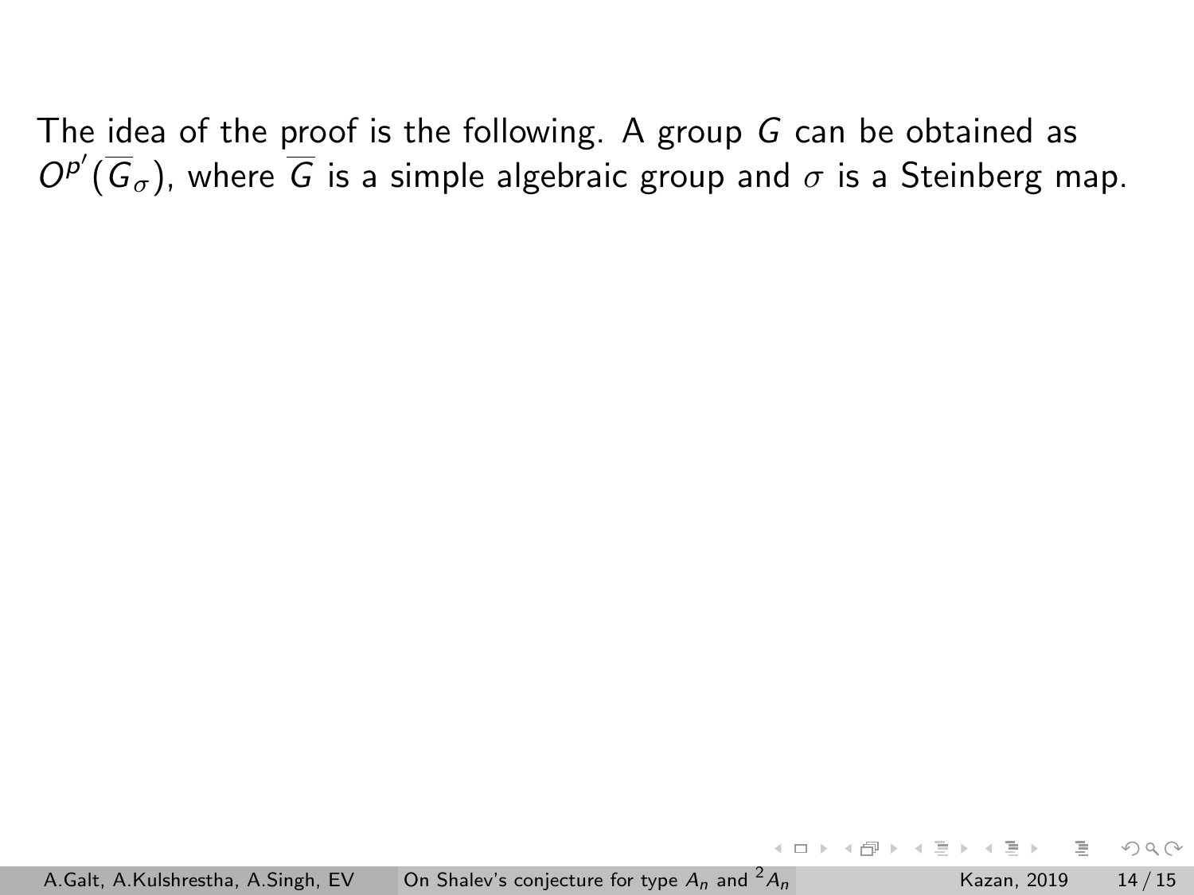The idea of the proof is the following. A group $G$ can be obtained as $O^{p'}(\overline{G}_\sigma)$, where $\overline{G}$ is a simple algebraic group and $\sigma$ is a Steinberg map.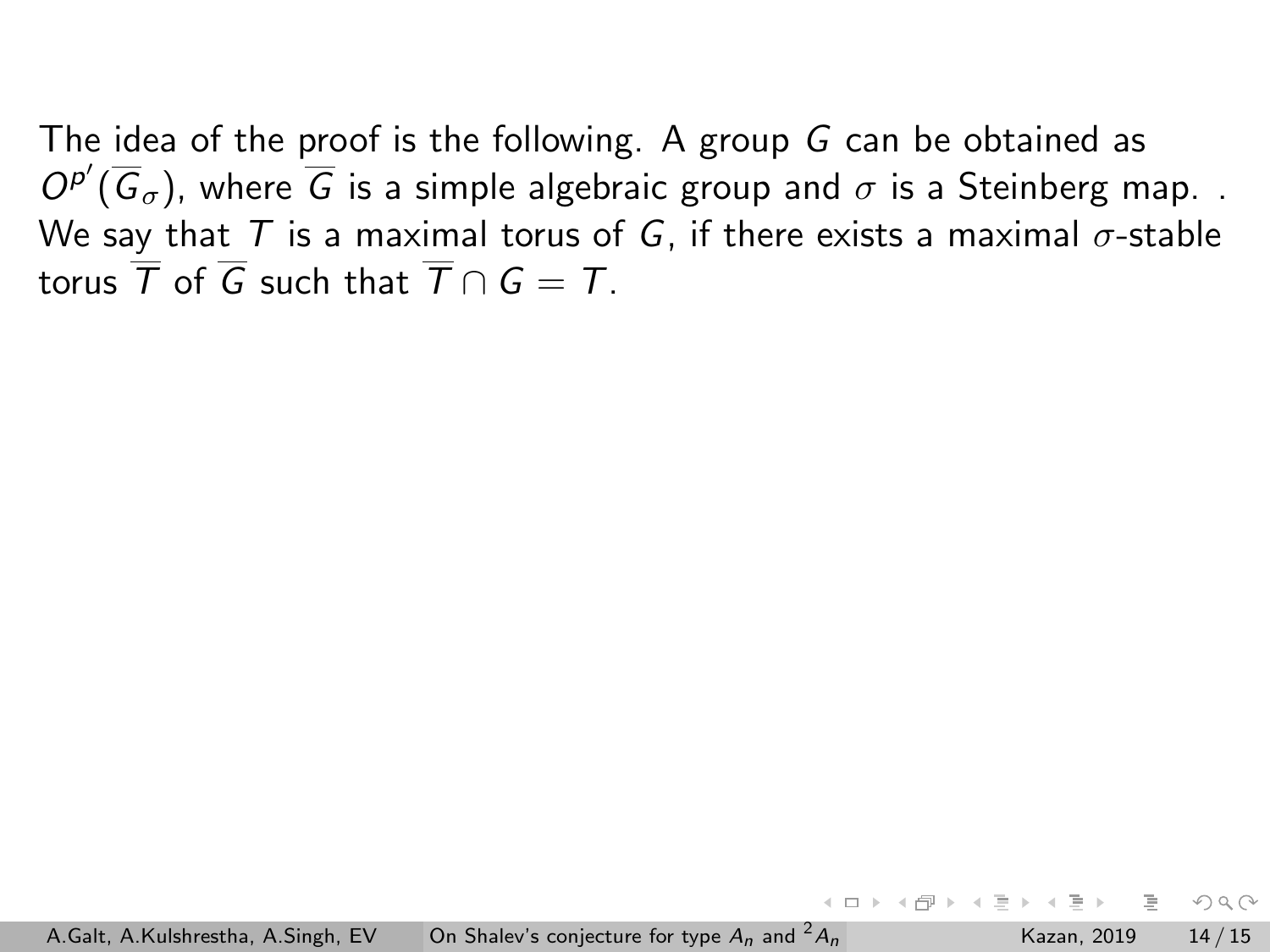The idea of the proof is the following. A group $G$ can be obtained as $O^{p'}(\overline{G}_\sigma)$, where $\overline{G}$ is a simple algebraic group and $\sigma$ is a Steinberg map. . We say that $T$ is a maximal torus of $G$, if there exists a maximal $\sigma$-stable torus $\overline{T}$ of $\overline{G}$ such that $\overline{T} \cap G = T$.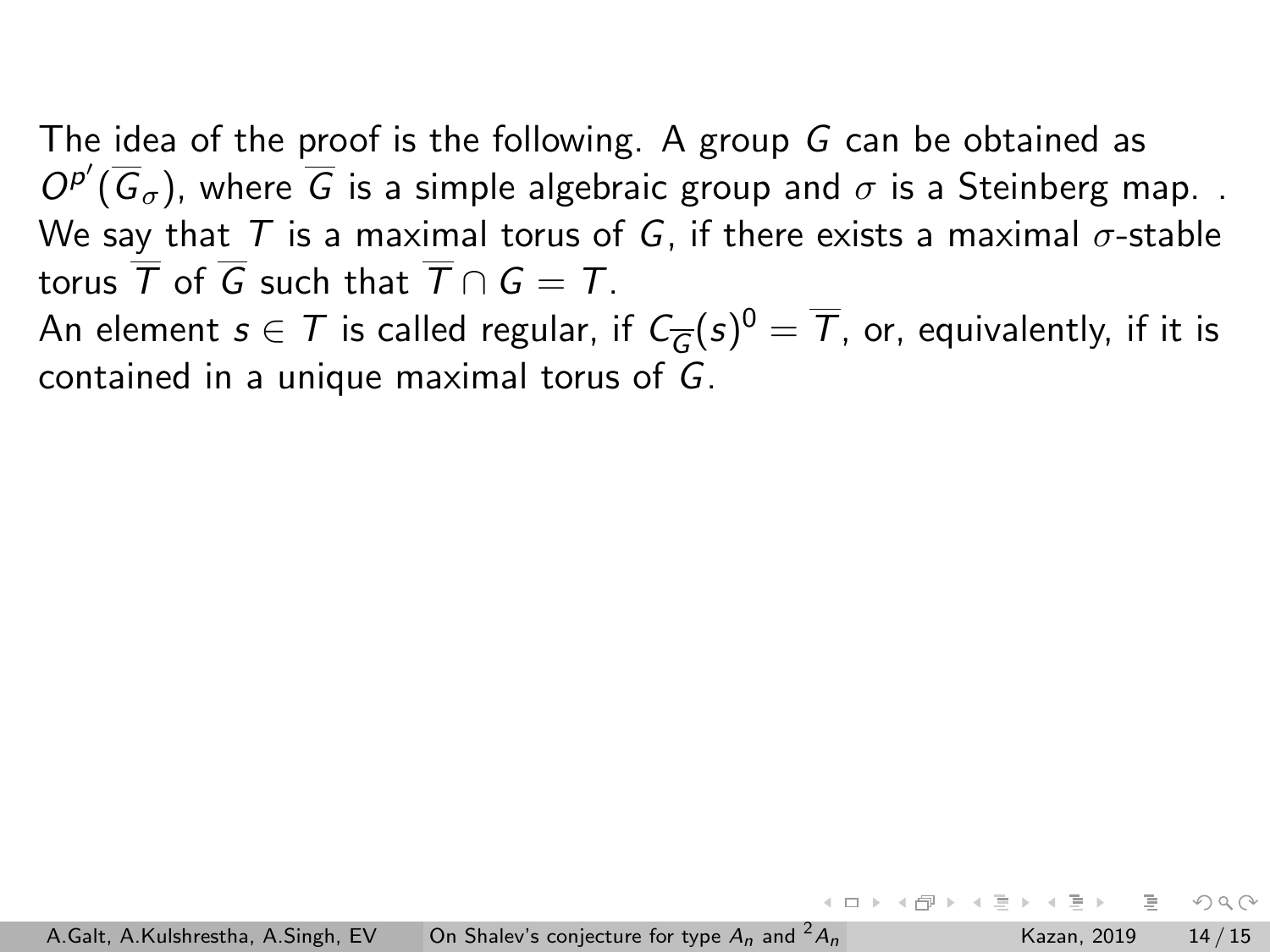The idea of the proof is the following. A group $G$ can be obtained as $O^{p'}(\overline{G}_\sigma)$, where $\overline{G}$ is a simple algebraic group and $\sigma$ is a Steinberg map. . We say that $T$ is a maximal torus of $G$, if there exists a maximal $\sigma$-stable torus $\overline{T}$ of $\overline{G}$ such that $\overline{T} \cap G = T$.
An element $s \in T$ is called regular, if $C_{\overline{G}}(s)^0 = \overline{T}$, or, equivalently, if it is contained in a unique maximal torus of $G$.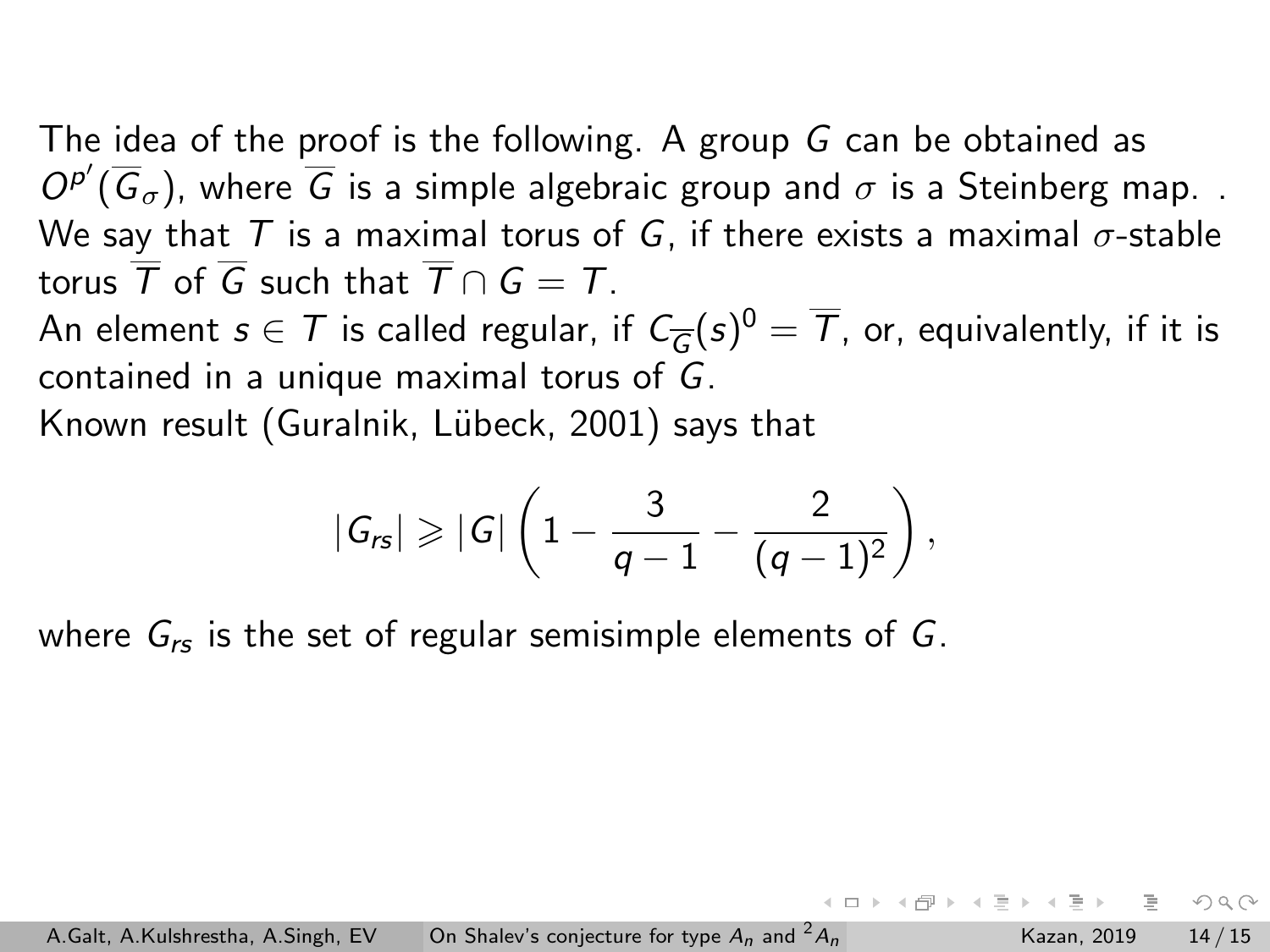The idea of the proof is the following. A group $G$ can be obtained as $O^{p'}(\overline{G}_\sigma)$, where $\overline{G}$ is a simple algebraic group and $\sigma$ is a Steinberg map. . We say that $T$ is a maximal torus of $G$, if there exists a maximal $\sigma$-stable torus $\overline{T}$ of $\overline{G}$ such that $\overline{T} \cap G = T$.

An element $s \in T$ is called regular, if $C_{\overline{G}}(s)^0 = \overline{T}$, or, equivalently, if it is contained in a unique maximal torus of $G$.

Known result (Guralnik, Lübeck, 2001) says that

$$|G_{rs}| \geqslant |G| \left(1 - \frac{3}{q-1} - \frac{2}{(q-1)^2}\right),$$

where $G_{rs}$ is the set of regular semisimple elements of $G$.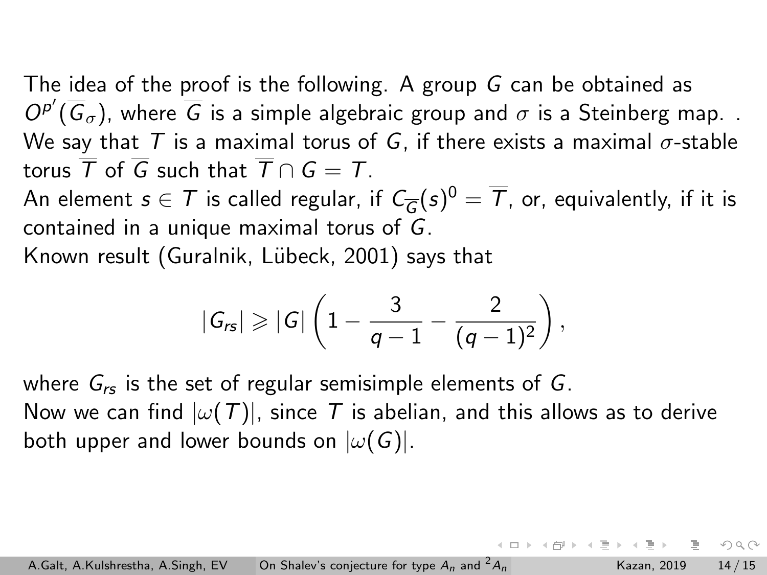The idea of the proof is the following. A group $G$ can be obtained as $O^{p'}(\overline{G}_\sigma)$, where $\overline{G}$ is a simple algebraic group and $\sigma$ is a Steinberg map. . We say that $T$ is a maximal torus of $G$, if there exists a maximal $\sigma$-stable torus $\overline{T}$ of $\overline{G}$ such that $\overline{T} \cap G = T$.
An element $s \in T$ is called regular, if $C_{\overline{G}}(s)^0 = \overline{T}$, or, equivalently, if it is contained in a unique maximal torus of $G$.
Known result (Guralnik, Lübeck, 2001) says that

$$|G_{rs}| \geqslant |G| \left(1 - \frac{3}{q-1} - \frac{2}{(q-1)^2}\right),$$

where $G_{rs}$ is the set of regular semisimple elements of $G$.
Now we can find $|\omega(T)|$, since $T$ is abelian, and this allows as to derive both upper and lower bounds on $|\omega(G)|$.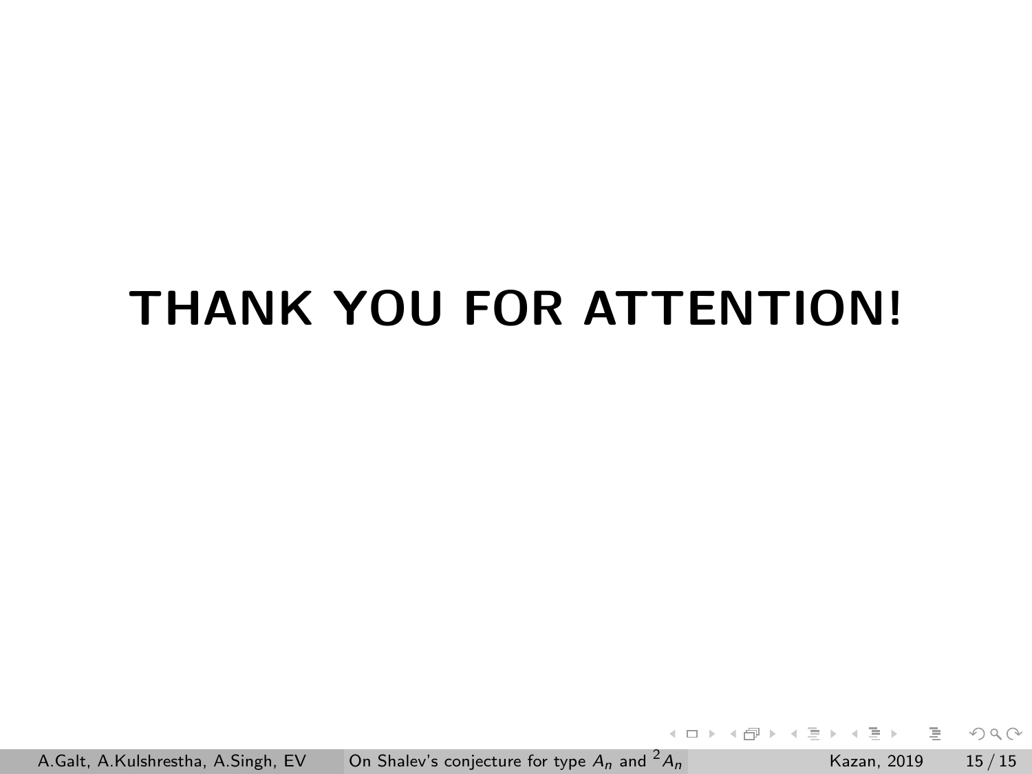# THANK YOU FOR ATTENTION!